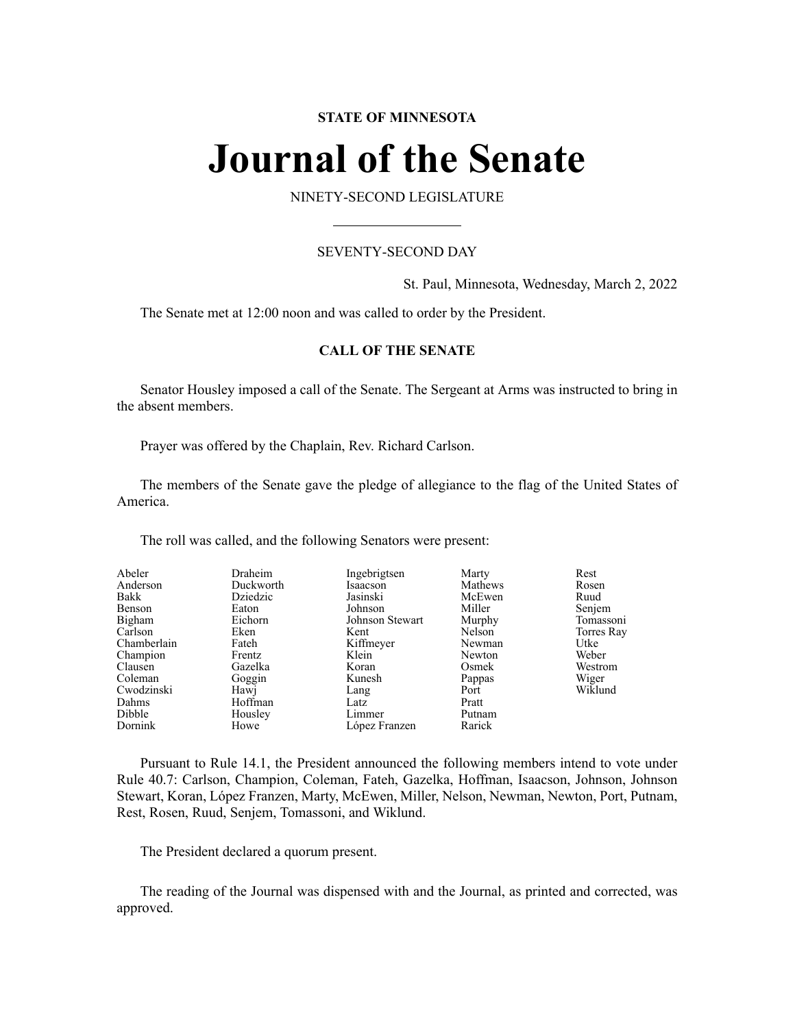**STATE OF MINNESOTA**

# Journal of the Senate

NINETY-SECOND LEGISLATURE

---

SEVENTY-SECOND DAY

St. Paul, Minnesota, Wednesday, March 2, 2022

The Senate met at 12:00 noon and was called to order by the President.

**CALL OF THE SENATE**

Senator Housley imposed a call of the Senate. The Sergeant at Arms was instructed to bring in the absent members.

Prayer was offered by the Chaplain, Rev. Richard Carlson.

The members of the Senate gave the pledge of allegiance to the flag of the United States of America.

The roll was called, and the following Senators were present:

| | | | | |
|---|---|---|---|---|
| Abeler | Draheim | Ingebrigtsen | Marty | Rest |
| Anderson | Duckworth | Isaacson | Mathews | Rosen |
| Bakk | Dziedzic | Jasinski | McEwen | Ruud |
| Benson | Eaton | Johnson | Miller | Senjem |
| Bigham | Eichorn | Johnson Stewart | Murphy | Tomassoni |
| Carlson | Eken | Kent | Nelson | Torres Ray |
| Chamberlain | Fateh | Kiffmeyer | Newman | Utke |
| Champion | Frentz | Klein | Newton | Weber |
| Clausen | Gazelka | Koran | Osmek | Westrom |
| Coleman | Goggin | Kunesh | Pappas | Wiger |
| Cwodzinski | Hawj | Lang | Port | Wiklund |
| Dahms | Hoffman | Latz | Pratt | |
| Dibble | Housley | Limmer | Putnam | |
| Dornink | Howe | López Franzen | Rarick | |

Pursuant to Rule 14.1, the President announced the following members intend to vote under Rule 40.7: Carlson, Champion, Coleman, Fateh, Gazelka, Hoffman, Isaacson, Johnson, Johnson Stewart, Koran, López Franzen, Marty, McEwen, Miller, Nelson, Newman, Newton, Port, Putnam, Rest, Rosen, Ruud, Senjem, Tomassoni, and Wiklund.

The President declared a quorum present.

The reading of the Journal was dispensed with and the Journal, as printed and corrected, was approved.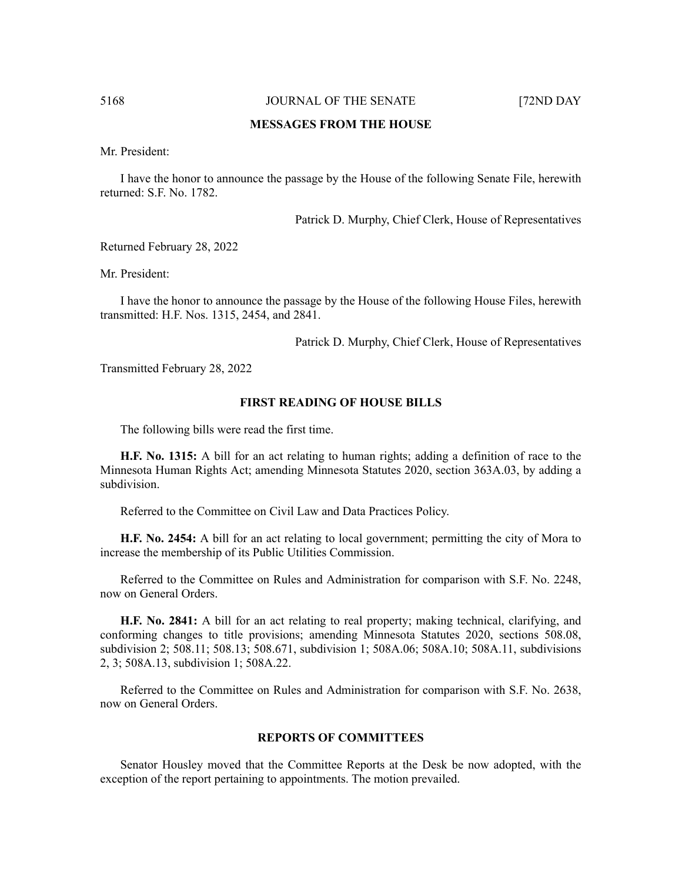## MESSAGES FROM THE HOUSE

Mr. President:

I have the honor to announce the passage by the House of the following Senate File, herewith returned: S.F. No. 1782.

Patrick D. Murphy, Chief Clerk, House of Representatives

Returned February 28, 2022

Mr. President:

I have the honor to announce the passage by the House of the following House Files, herewith transmitted: H.F. Nos. 1315, 2454, and 2841.

Patrick D. Murphy, Chief Clerk, House of Representatives

Transmitted February 28, 2022

## FIRST READING OF HOUSE BILLS

The following bills were read the first time.

**H.F. No. 1315:** A bill for an act relating to human rights; adding a definition of race to the Minnesota Human Rights Act; amending Minnesota Statutes 2020, section 363A.03, by adding a subdivision.

Referred to the Committee on Civil Law and Data Practices Policy.

**H.F. No. 2454:** A bill for an act relating to local government; permitting the city of Mora to increase the membership of its Public Utilities Commission.

Referred to the Committee on Rules and Administration for comparison with S.F. No. 2248, now on General Orders.

**H.F. No. 2841:** A bill for an act relating to real property; making technical, clarifying, and conforming changes to title provisions; amending Minnesota Statutes 2020, sections 508.08, subdivision 2; 508.11; 508.13; 508.671, subdivision 1; 508A.06; 508A.10; 508A.11, subdivisions 2, 3; 508A.13, subdivision 1; 508A.22.

Referred to the Committee on Rules and Administration for comparison with S.F. No. 2638, now on General Orders.

## REPORTS OF COMMITTEES

Senator Housley moved that the Committee Reports at the Desk be now adopted, with the exception of the report pertaining to appointments. The motion prevailed.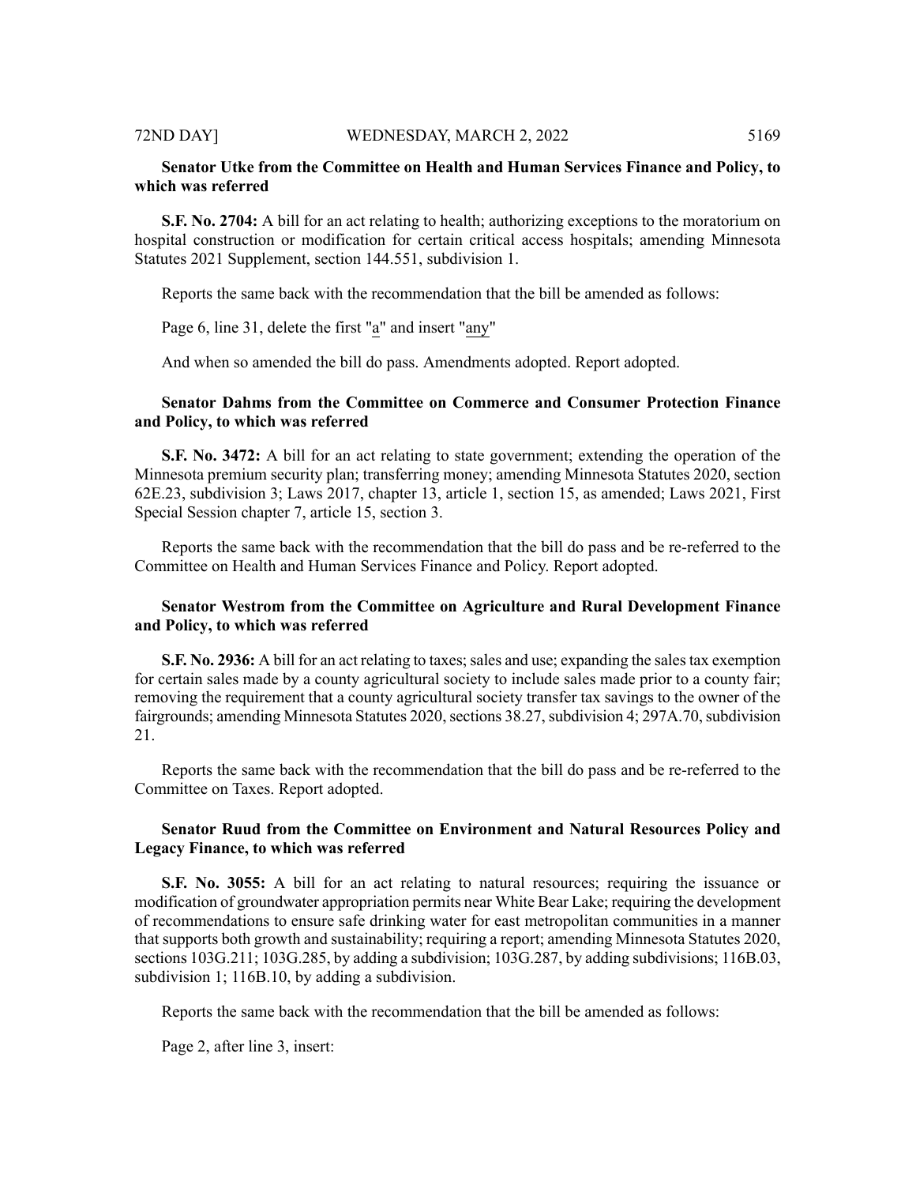**Senator Utke from the Committee on Health and Human Services Finance and Policy, to which was referred**

**S.F. No. 2704:** A bill for an act relating to health; authorizing exceptions to the moratorium on hospital construction or modification for certain critical access hospitals; amending Minnesota Statutes 2021 Supplement, section 144.551, subdivision 1.

Reports the same back with the recommendation that the bill be amended as follows:

Page 6, line 31, delete the first "a" and insert "any"

And when so amended the bill do pass. Amendments adopted. Report adopted.

**Senator Dahms from the Committee on Commerce and Consumer Protection Finance and Policy, to which was referred**

**S.F. No. 3472:** A bill for an act relating to state government; extending the operation of the Minnesota premium security plan; transferring money; amending Minnesota Statutes 2020, section 62E.23, subdivision 3; Laws 2017, chapter 13, article 1, section 15, as amended; Laws 2021, First Special Session chapter 7, article 15, section 3.

Reports the same back with the recommendation that the bill do pass and be re-referred to the Committee on Health and Human Services Finance and Policy. Report adopted.

**Senator Westrom from the Committee on Agriculture and Rural Development Finance and Policy, to which was referred**

**S.F. No. 2936:** A bill for an act relating to taxes; sales and use; expanding the sales tax exemption for certain sales made by a county agricultural society to include sales made prior to a county fair; removing the requirement that a county agricultural society transfer tax savings to the owner of the fairgrounds; amending Minnesota Statutes 2020, sections 38.27, subdivision 4; 297A.70, subdivision 21.

Reports the same back with the recommendation that the bill do pass and be re-referred to the Committee on Taxes. Report adopted.

**Senator Ruud from the Committee on Environment and Natural Resources Policy and Legacy Finance, to which was referred**

**S.F. No. 3055:** A bill for an act relating to natural resources; requiring the issuance or modification of groundwater appropriation permits near White Bear Lake; requiring the development of recommendations to ensure safe drinking water for east metropolitan communities in a manner that supports both growth and sustainability; requiring a report; amending Minnesota Statutes 2020, sections 103G.211; 103G.285, by adding a subdivision; 103G.287, by adding subdivisions; 116B.03, subdivision 1; 116B.10, by adding a subdivision.

Reports the same back with the recommendation that the bill be amended as follows:

Page 2, after line 3, insert: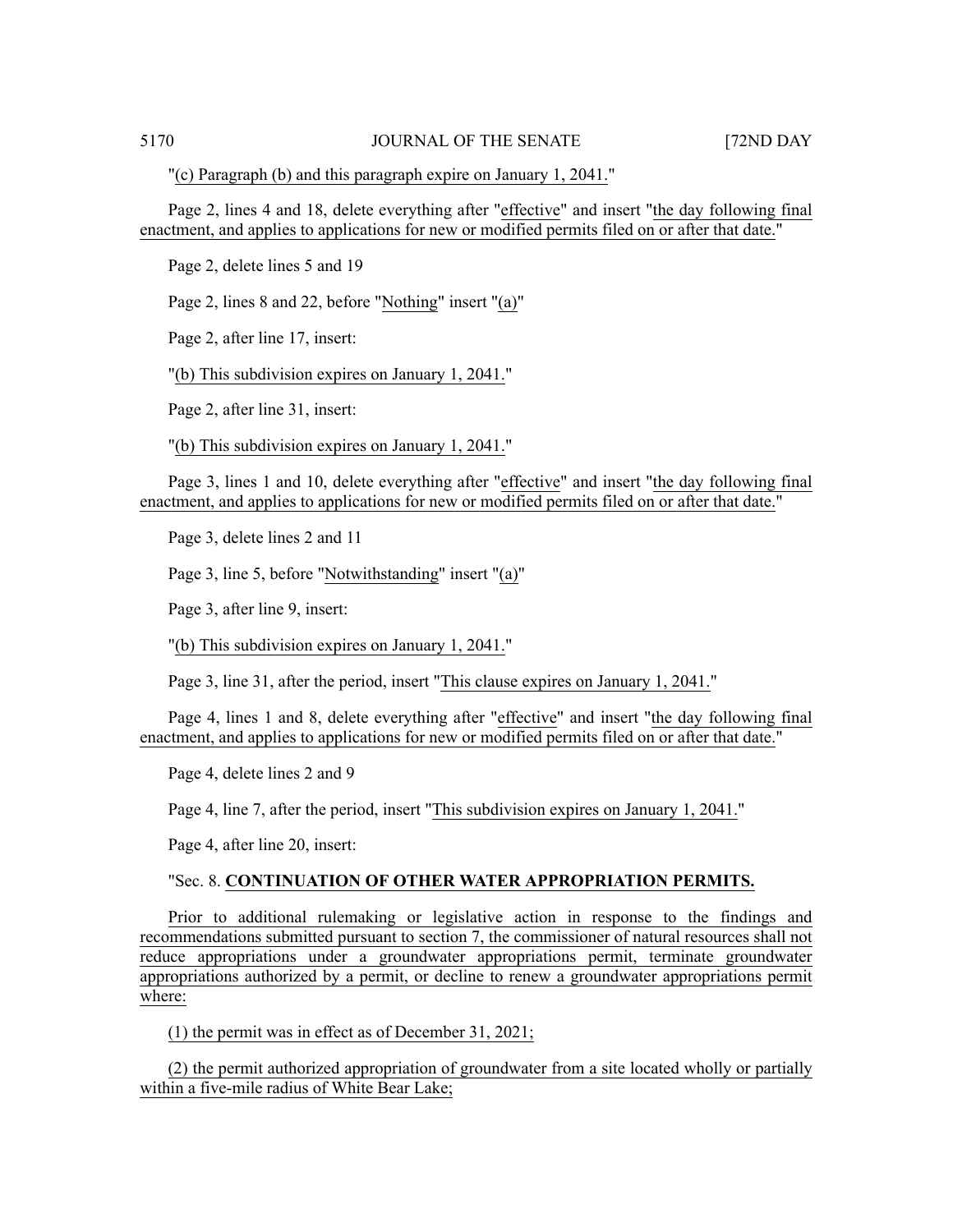"(c) Paragraph (b) and this paragraph expire on January 1, 2041."

Page 2, lines 4 and 18, delete everything after "effective" and insert "the day following final enactment, and applies to applications for new or modified permits filed on or after that date."

Page 2, delete lines 5 and 19

Page 2, lines 8 and 22, before "Nothing" insert "(a)"

Page 2, after line 17, insert:

"(b) This subdivision expires on January 1, 2041."

Page 2, after line 31, insert:

"(b) This subdivision expires on January 1, 2041."

Page 3, lines 1 and 10, delete everything after "effective" and insert "the day following final enactment, and applies to applications for new or modified permits filed on or after that date."

Page 3, delete lines 2 and 11

Page 3, line 5, before "Notwithstanding" insert "(a)"

Page 3, after line 9, insert:

"(b) This subdivision expires on January 1, 2041."

Page 3, line 31, after the period, insert "This clause expires on January 1, 2041."

Page 4, lines 1 and 8, delete everything after "effective" and insert "the day following final enactment, and applies to applications for new or modified permits filed on or after that date."

Page 4, delete lines 2 and 9

Page 4, line 7, after the period, insert "This subdivision expires on January 1, 2041."

Page 4, after line 20, insert:

"Sec. 8. **CONTINUATION OF OTHER WATER APPROPRIATION PERMITS.**

Prior to additional rulemaking or legislative action in response to the findings and recommendations submitted pursuant to section 7, the commissioner of natural resources shall not reduce appropriations under a groundwater appropriations permit, terminate groundwater appropriations authorized by a permit, or decline to renew a groundwater appropriations permit where:

(1) the permit was in effect as of December 31, 2021;

(2) the permit authorized appropriation of groundwater from a site located wholly or partially within a five-mile radius of White Bear Lake;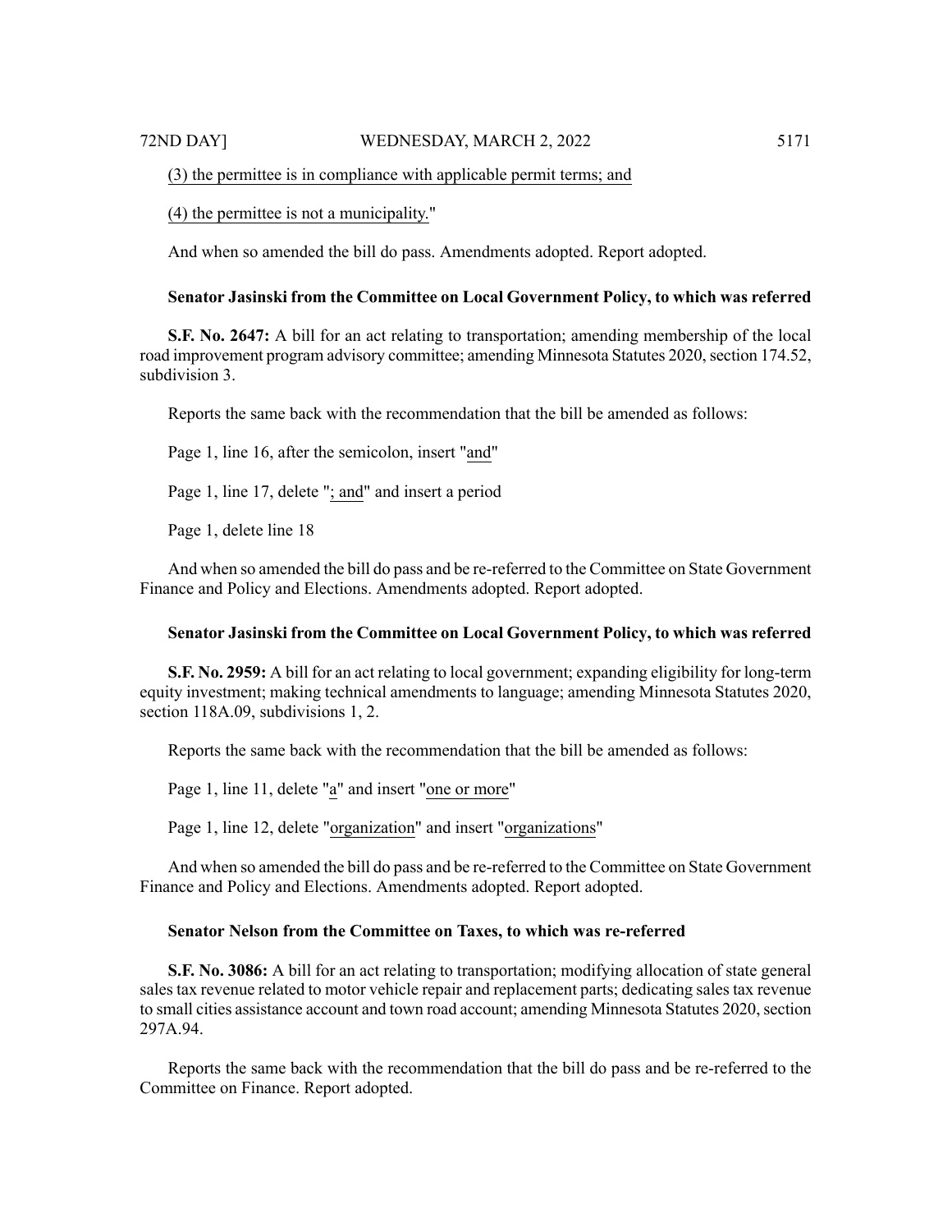(3) the permittee is in compliance with applicable permit terms; and

(4) the permittee is not a municipality."

And when so amended the bill do pass. Amendments adopted. Report adopted.

**Senator Jasinski from the Committee on Local Government Policy, to which was referred**

**S.F. No. 2647:** A bill for an act relating to transportation; amending membership of the local road improvement program advisory committee; amending Minnesota Statutes 2020, section 174.52, subdivision 3.

Reports the same back with the recommendation that the bill be amended as follows:

Page 1, line 16, after the semicolon, insert "and"

Page 1, line 17, delete "; and" and insert a period

Page 1, delete line 18

And when so amended the bill do pass and be re-referred to the Committee on State Government Finance and Policy and Elections. Amendments adopted. Report adopted.

**Senator Jasinski from the Committee on Local Government Policy, to which was referred**

**S.F. No. 2959:** A bill for an act relating to local government; expanding eligibility for long-term equity investment; making technical amendments to language; amending Minnesota Statutes 2020, section 118A.09, subdivisions 1, 2.

Reports the same back with the recommendation that the bill be amended as follows:

Page 1, line 11, delete "a" and insert "one or more"

Page 1, line 12, delete "organization" and insert "organizations"

And when so amended the bill do pass and be re-referred to the Committee on State Government Finance and Policy and Elections. Amendments adopted. Report adopted.

**Senator Nelson from the Committee on Taxes, to which was re-referred**

**S.F. No. 3086:** A bill for an act relating to transportation; modifying allocation of state general sales tax revenue related to motor vehicle repair and replacement parts; dedicating sales tax revenue to small cities assistance account and town road account; amending Minnesota Statutes 2020, section 297A.94.

Reports the same back with the recommendation that the bill do pass and be re-referred to the Committee on Finance. Report adopted.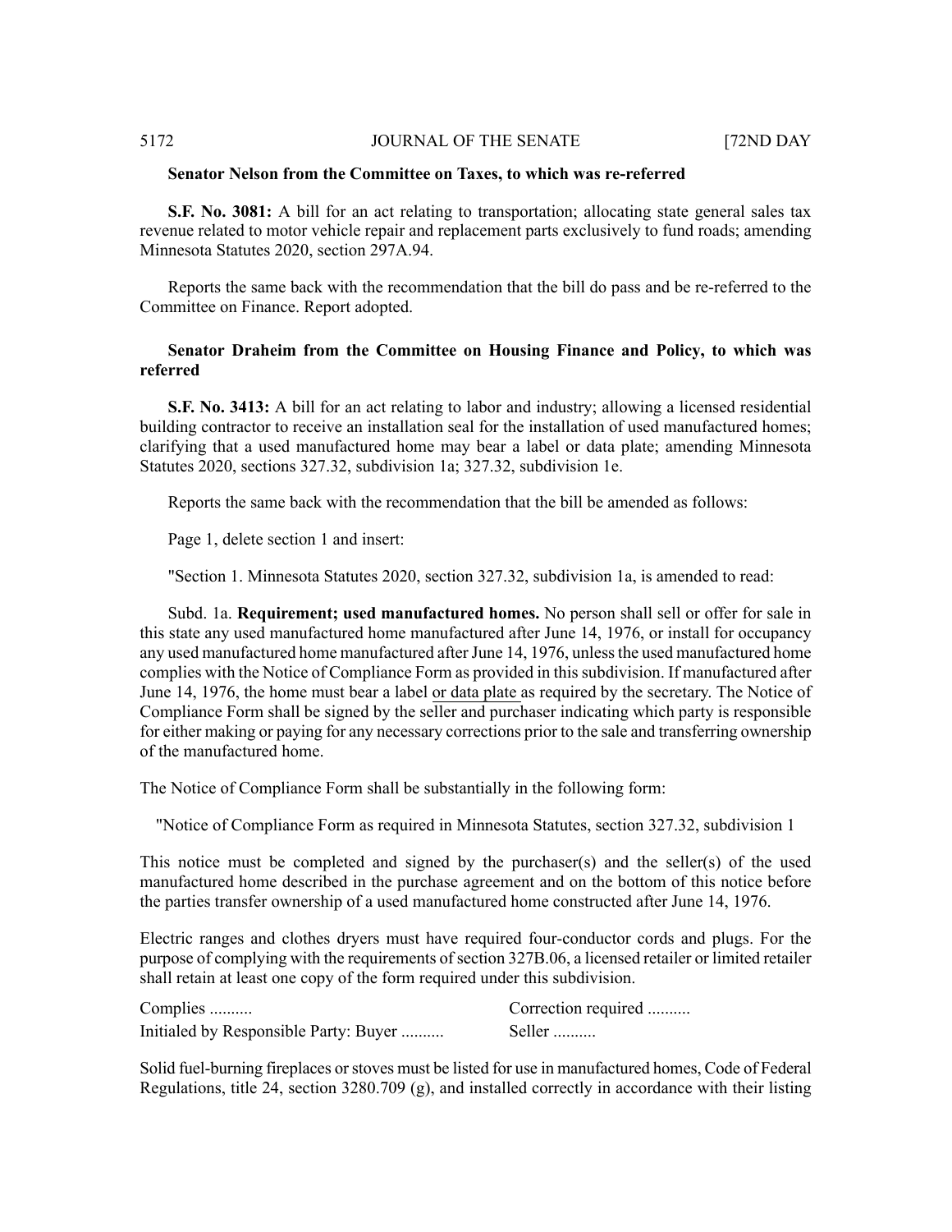**Senator Nelson from the Committee on Taxes, to which was re-referred**

**S.F. No. 3081:** A bill for an act relating to transportation; allocating state general sales tax revenue related to motor vehicle repair and replacement parts exclusively to fund roads; amending Minnesota Statutes 2020, section 297A.94.

Reports the same back with the recommendation that the bill do pass and be re-referred to the Committee on Finance. Report adopted.

**Senator Draheim from the Committee on Housing Finance and Policy, to which was referred**

**S.F. No. 3413:** A bill for an act relating to labor and industry; allowing a licensed residential building contractor to receive an installation seal for the installation of used manufactured homes; clarifying that a used manufactured home may bear a label or data plate; amending Minnesota Statutes 2020, sections 327.32, subdivision 1a; 327.32, subdivision 1e.

Reports the same back with the recommendation that the bill be amended as follows:

Page 1, delete section 1 and insert:

"Section 1. Minnesota Statutes 2020, section 327.32, subdivision 1a, is amended to read:

Subd. 1a. **Requirement; used manufactured homes.** No person shall sell or offer for sale in this state any used manufactured home manufactured after June 14, 1976, or install for occupancy any used manufactured home manufactured after June 14, 1976, unless the used manufactured home complies with the Notice of Compliance Form as provided in this subdivision. If manufactured after June 14, 1976, the home must bear a label <u>or data plate</u> as required by the secretary. The Notice of Compliance Form shall be signed by the seller and purchaser indicating which party is responsible for either making or paying for any necessary corrections prior to the sale and transferring ownership of the manufactured home.

The Notice of Compliance Form shall be substantially in the following form:

"Notice of Compliance Form as required in Minnesota Statutes, section 327.32, subdivision 1

This notice must be completed and signed by the purchaser(s) and the seller(s) of the used manufactured home described in the purchase agreement and on the bottom of this notice before the parties transfer ownership of a used manufactured home constructed after June 14, 1976.

Electric ranges and clothes dryers must have required four-conductor cords and plugs. For the purpose of complying with the requirements of section 327B.06, a licensed retailer or limited retailer shall retain at least one copy of the form required under this subdivision.

Complies .......... Correction required ..........

Initialed by Responsible Party: Buyer .......... Seller ..........

Solid fuel-burning fireplaces or stoves must be listed for use in manufactured homes, Code of Federal Regulations, title 24, section 3280.709 (g), and installed correctly in accordance with their listing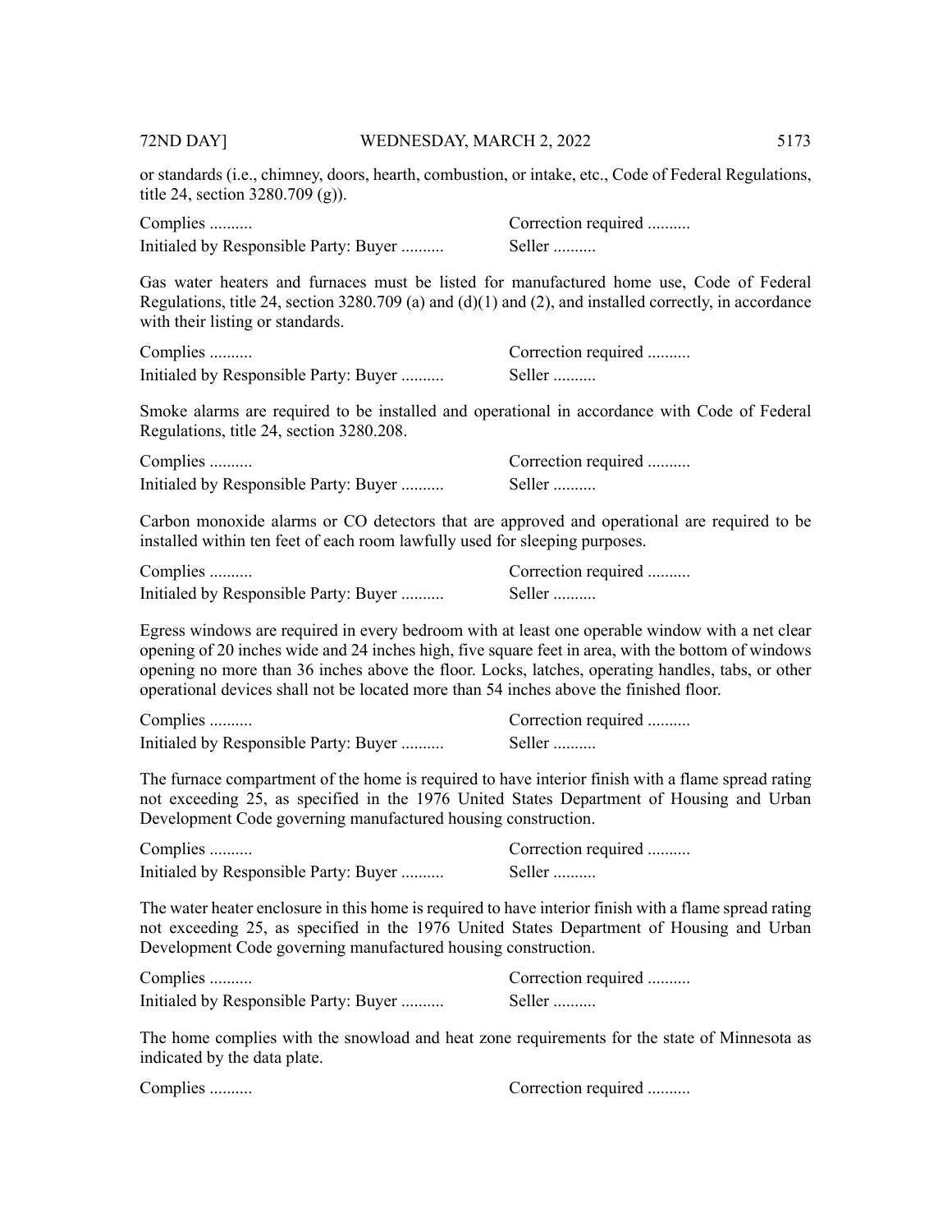or standards (i.e., chimney, doors, hearth, combustion, or intake, etc., Code of Federal Regulations, title 24, section 3280.709 (g)).

Complies .......... Correction required ..........
Initialed by Responsible Party: Buyer .......... Seller ..........

Gas water heaters and furnaces must be listed for manufactured home use, Code of Federal Regulations, title 24, section 3280.709 (a) and (d)(1) and (2), and installed correctly, in accordance with their listing or standards.

Complies .......... Correction required ..........
Initialed by Responsible Party: Buyer .......... Seller ..........

Smoke alarms are required to be installed and operational in accordance with Code of Federal Regulations, title 24, section 3280.208.

Complies .......... Correction required ..........
Initialed by Responsible Party: Buyer .......... Seller ..........

Carbon monoxide alarms or CO detectors that are approved and operational are required to be installed within ten feet of each room lawfully used for sleeping purposes.

Complies .......... Correction required ..........
Initialed by Responsible Party: Buyer .......... Seller ..........

Egress windows are required in every bedroom with at least one operable window with a net clear opening of 20 inches wide and 24 inches high, five square feet in area, with the bottom of windows opening no more than 36 inches above the floor. Locks, latches, operating handles, tabs, or other operational devices shall not be located more than 54 inches above the finished floor.

Complies .......... Correction required ..........
Initialed by Responsible Party: Buyer .......... Seller ..........

The furnace compartment of the home is required to have interior finish with a flame spread rating not exceeding 25, as specified in the 1976 United States Department of Housing and Urban Development Code governing manufactured housing construction.

Complies .......... Correction required ..........
Initialed by Responsible Party: Buyer .......... Seller ..........

The water heater enclosure in this home is required to have interior finish with a flame spread rating not exceeding 25, as specified in the 1976 United States Department of Housing and Urban Development Code governing manufactured housing construction.

Complies .......... Correction required ..........
Initialed by Responsible Party: Buyer .......... Seller ..........

The home complies with the snowload and heat zone requirements for the state of Minnesota as indicated by the data plate.

Complies .......... Correction required ..........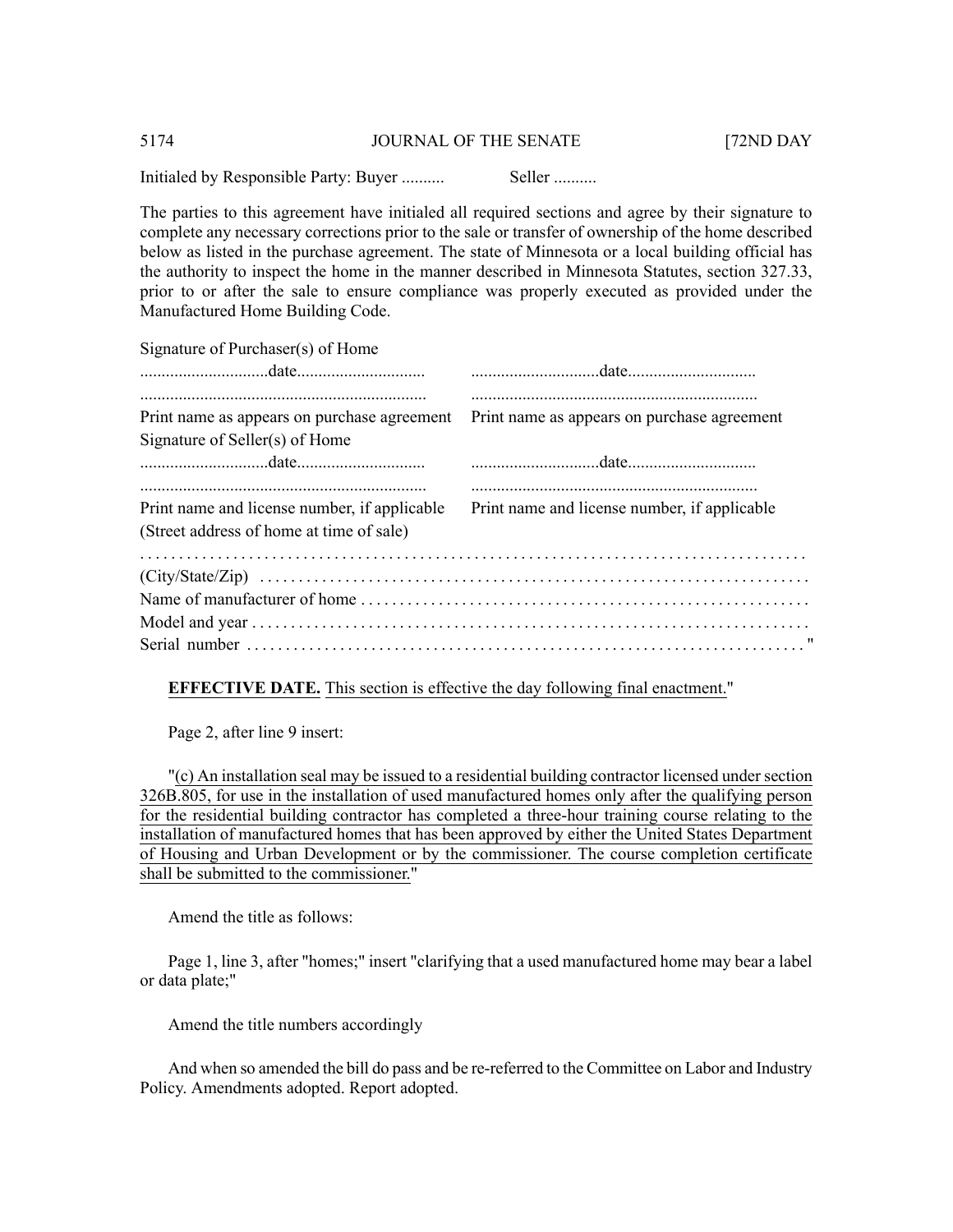Initialed by Responsible Party: Buyer .......... Seller ..........

The parties to this agreement have initialed all required sections and agree by their signature to complete any necessary corrections prior to the sale or transfer of ownership of the home described below as listed in the purchase agreement. The state of Minnesota or a local building official has the authority to inspect the home in the manner described in Minnesota Statutes, section 327.33, prior to or after the sale to ensure compliance was properly executed as provided under the Manufactured Home Building Code.

Signature of Purchaser(s) of Home

| | |
|---|---|
| ..............................date.............................. | ..............................date.............................. |
| ................................................................... | ................................................................... |
| Print name as appears on purchase agreement | Print name as appears on purchase agreement |

Signature of Seller(s) of Home

| | |
|---|---|
| ..............................date.............................. | ..............................date.............................. |
| ................................................................... | ................................................................... |
| Print name and license number, if applicable | Print name and license number, if applicable |

(Street address of home at time of sale)

...........................................................................................

(City/State/Zip) ....................................................................................

Name of manufacturer of home .........................................................

Model and year .......................................................................................

Serial number ........................................................................................ "

**EFFECTIVE DATE.** <u>This section is effective the day following final enactment.</u>"

Page 2, after line 9 insert:

"<u>(c) An installation seal may be issued to a residential building contractor licensed under section 326B.805, for use in the installation of used manufactured homes only after the qualifying person for the residential building contractor has completed a three-hour training course relating to the installation of manufactured homes that has been approved by either the United States Department of Housing and Urban Development or by the commissioner. The course completion certificate shall be submitted to the commissioner.</u>"

Amend the title as follows:

Page 1, line 3, after "homes;" insert "clarifying that a used manufactured home may bear a label or data plate;"

Amend the title numbers accordingly

And when so amended the bill do pass and be re-referred to the Committee on Labor and Industry Policy. Amendments adopted. Report adopted.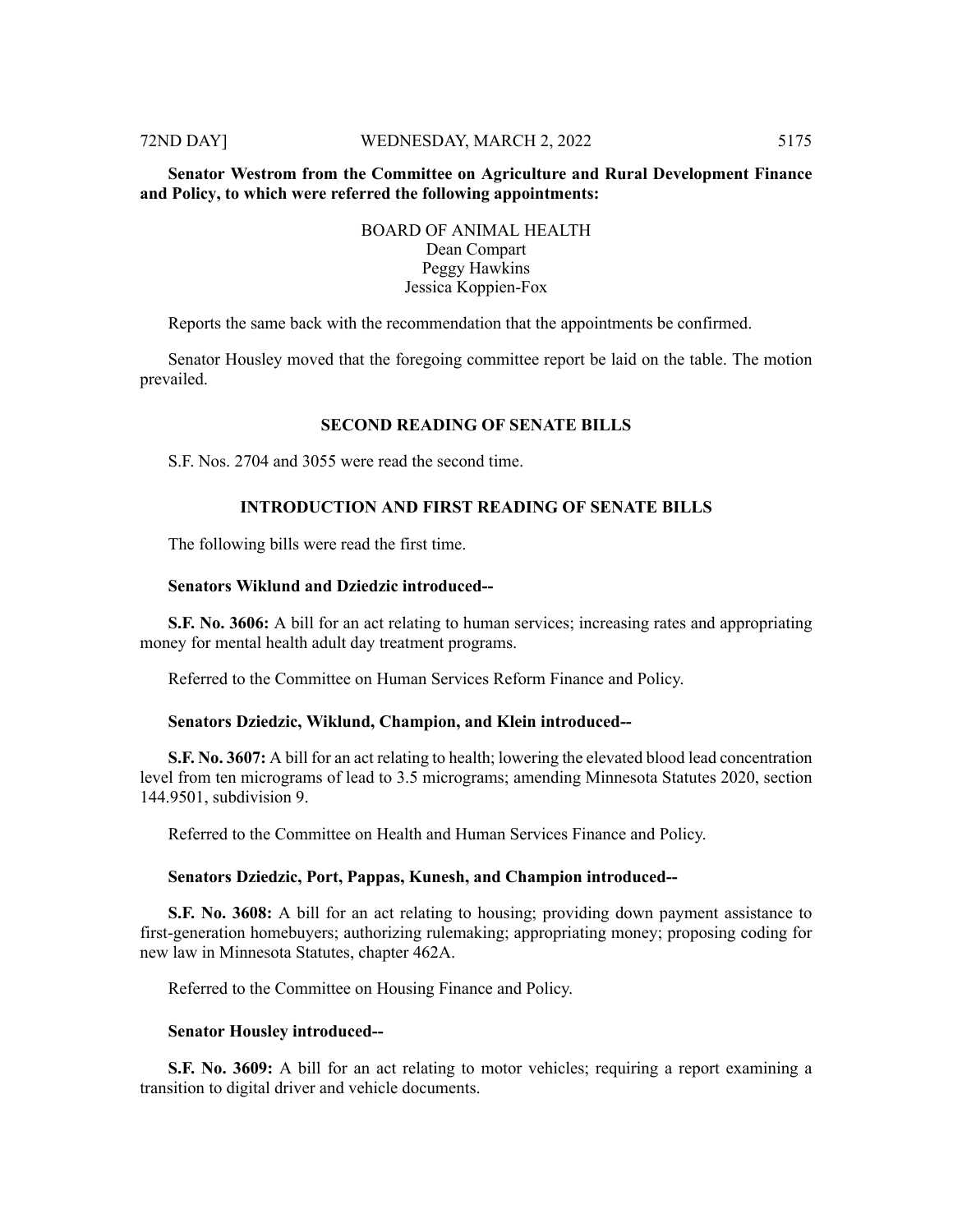**Senator Westrom from the Committee on Agriculture and Rural Development Finance and Policy, to which were referred the following appointments:**

BOARD OF ANIMAL HEALTH
Dean Compart
Peggy Hawkins
Jessica Koppien-Fox

Reports the same back with the recommendation that the appointments be confirmed.

Senator Housley moved that the foregoing committee report be laid on the table. The motion prevailed.

## SECOND READING OF SENATE BILLS

S.F. Nos. 2704 and 3055 were read the second time.

## INTRODUCTION AND FIRST READING OF SENATE BILLS

The following bills were read the first time.

**Senators Wiklund and Dziedzic introduced--**

**S.F. No. 3606:** A bill for an act relating to human services; increasing rates and appropriating money for mental health adult day treatment programs.

Referred to the Committee on Human Services Reform Finance and Policy.

**Senators Dziedzic, Wiklund, Champion, and Klein introduced--**

**S.F. No. 3607:** A bill for an act relating to health; lowering the elevated blood lead concentration level from ten micrograms of lead to 3.5 micrograms; amending Minnesota Statutes 2020, section 144.9501, subdivision 9.

Referred to the Committee on Health and Human Services Finance and Policy.

**Senators Dziedzic, Port, Pappas, Kunesh, and Champion introduced--**

**S.F. No. 3608:** A bill for an act relating to housing; providing down payment assistance to first-generation homebuyers; authorizing rulemaking; appropriating money; proposing coding for new law in Minnesota Statutes, chapter 462A.

Referred to the Committee on Housing Finance and Policy.

**Senator Housley introduced--**

**S.F. No. 3609:** A bill for an act relating to motor vehicles; requiring a report examining a transition to digital driver and vehicle documents.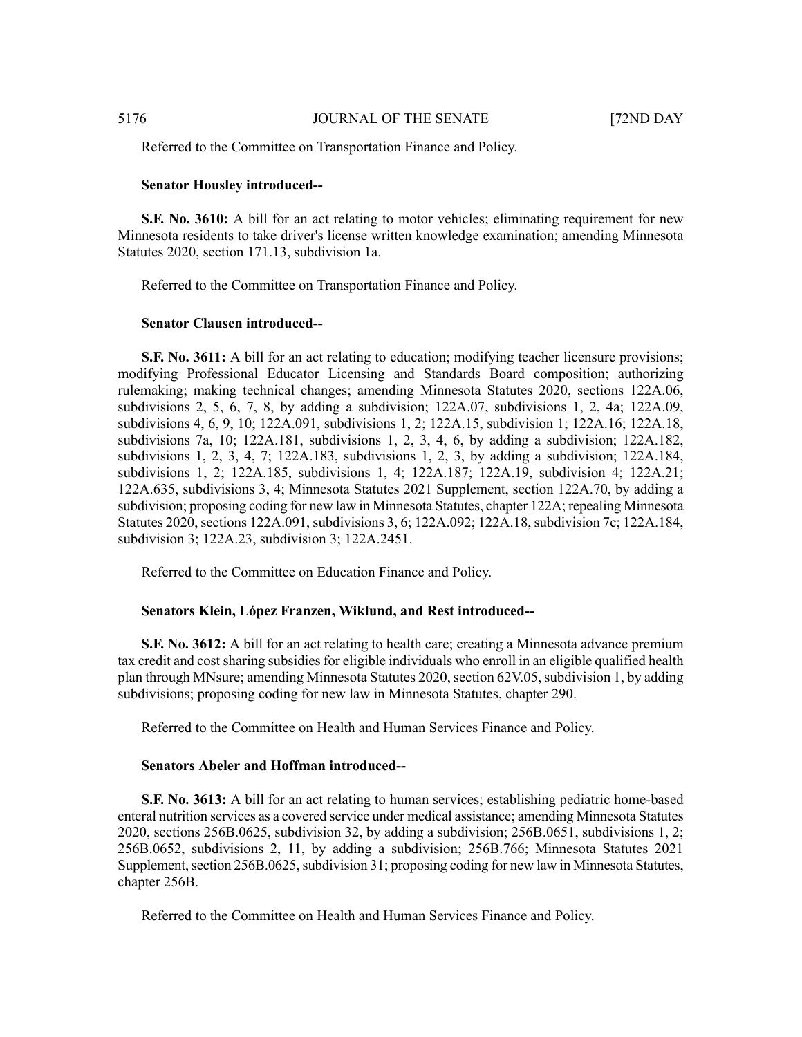Referred to the Committee on Transportation Finance and Policy.

**Senator Housley introduced--**

**S.F. No. 3610:** A bill for an act relating to motor vehicles; eliminating requirement for new Minnesota residents to take driver's license written knowledge examination; amending Minnesota Statutes 2020, section 171.13, subdivision 1a.

Referred to the Committee on Transportation Finance and Policy.

**Senator Clausen introduced--**

**S.F. No. 3611:** A bill for an act relating to education; modifying teacher licensure provisions; modifying Professional Educator Licensing and Standards Board composition; authorizing rulemaking; making technical changes; amending Minnesota Statutes 2020, sections 122A.06, subdivisions 2, 5, 6, 7, 8, by adding a subdivision; 122A.07, subdivisions 1, 2, 4a; 122A.09, subdivisions 4, 6, 9, 10; 122A.091, subdivisions 1, 2; 122A.15, subdivision 1; 122A.16; 122A.18, subdivisions 7a, 10; 122A.181, subdivisions 1, 2, 3, 4, 6, by adding a subdivision; 122A.182, subdivisions 1, 2, 3, 4, 7; 122A.183, subdivisions 1, 2, 3, by adding a subdivision; 122A.184, subdivisions 1, 2; 122A.185, subdivisions 1, 4; 122A.187; 122A.19, subdivision 4; 122A.21; 122A.635, subdivisions 3, 4; Minnesota Statutes 2021 Supplement, section 122A.70, by adding a subdivision; proposing coding for new law in Minnesota Statutes, chapter 122A; repealing Minnesota Statutes 2020, sections 122A.091, subdivisions 3, 6; 122A.092; 122A.18, subdivision 7c; 122A.184, subdivision 3; 122A.23, subdivision 3; 122A.2451.

Referred to the Committee on Education Finance and Policy.

**Senators Klein, López Franzen, Wiklund, and Rest introduced--**

**S.F. No. 3612:** A bill for an act relating to health care; creating a Minnesota advance premium tax credit and cost sharing subsidies for eligible individuals who enroll in an eligible qualified health plan through MNsure; amending Minnesota Statutes 2020, section 62V.05, subdivision 1, by adding subdivisions; proposing coding for new law in Minnesota Statutes, chapter 290.

Referred to the Committee on Health and Human Services Finance and Policy.

**Senators Abeler and Hoffman introduced--**

**S.F. No. 3613:** A bill for an act relating to human services; establishing pediatric home-based enteral nutrition services as a covered service under medical assistance; amending Minnesota Statutes 2020, sections 256B.0625, subdivision 32, by adding a subdivision; 256B.0651, subdivisions 1, 2; 256B.0652, subdivisions 2, 11, by adding a subdivision; 256B.766; Minnesota Statutes 2021 Supplement, section 256B.0625, subdivision 31; proposing coding for new law in Minnesota Statutes, chapter 256B.

Referred to the Committee on Health and Human Services Finance and Policy.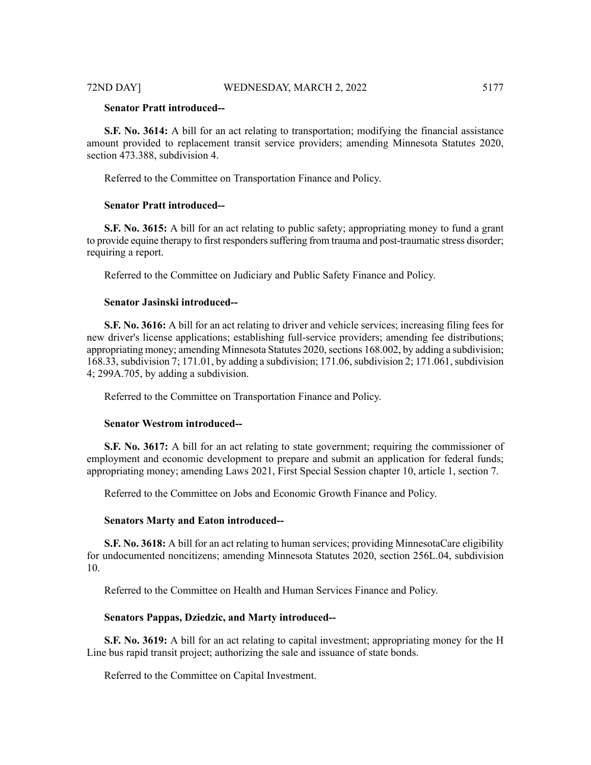**Senator Pratt introduced--**

**S.F. No. 3614:** A bill for an act relating to transportation; modifying the financial assistance amount provided to replacement transit service providers; amending Minnesota Statutes 2020, section 473.388, subdivision 4.

Referred to the Committee on Transportation Finance and Policy.

**Senator Pratt introduced--**

**S.F. No. 3615:** A bill for an act relating to public safety; appropriating money to fund a grant to provide equine therapy to first responders suffering from trauma and post-traumatic stress disorder; requiring a report.

Referred to the Committee on Judiciary and Public Safety Finance and Policy.

**Senator Jasinski introduced--**

**S.F. No. 3616:** A bill for an act relating to driver and vehicle services; increasing filing fees for new driver's license applications; establishing full-service providers; amending fee distributions; appropriating money; amending Minnesota Statutes 2020, sections 168.002, by adding a subdivision; 168.33, subdivision 7; 171.01, by adding a subdivision; 171.06, subdivision 2; 171.061, subdivision 4; 299A.705, by adding a subdivision.

Referred to the Committee on Transportation Finance and Policy.

**Senator Westrom introduced--**

**S.F. No. 3617:** A bill for an act relating to state government; requiring the commissioner of employment and economic development to prepare and submit an application for federal funds; appropriating money; amending Laws 2021, First Special Session chapter 10, article 1, section 7.

Referred to the Committee on Jobs and Economic Growth Finance and Policy.

**Senators Marty and Eaton introduced--**

**S.F. No. 3618:** A bill for an act relating to human services; providing MinnesotaCare eligibility for undocumented noncitizens; amending Minnesota Statutes 2020, section 256L.04, subdivision 10.

Referred to the Committee on Health and Human Services Finance and Policy.

**Senators Pappas, Dziedzic, and Marty introduced--**

**S.F. No. 3619:** A bill for an act relating to capital investment; appropriating money for the H Line bus rapid transit project; authorizing the sale and issuance of state bonds.

Referred to the Committee on Capital Investment.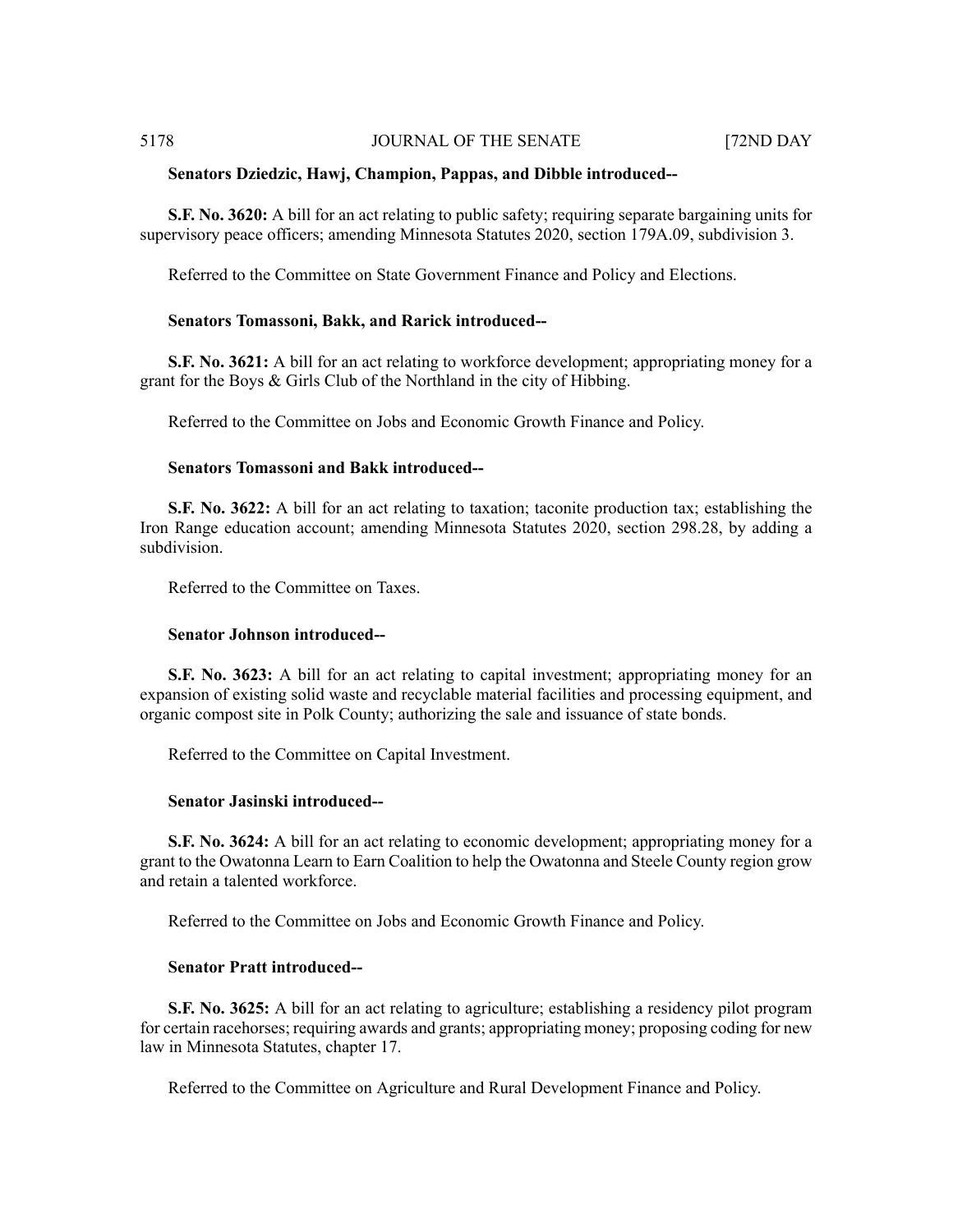**Senators Dziedzic, Hawj, Champion, Pappas, and Dibble introduced--**

**S.F. No. 3620:** A bill for an act relating to public safety; requiring separate bargaining units for supervisory peace officers; amending Minnesota Statutes 2020, section 179A.09, subdivision 3.

Referred to the Committee on State Government Finance and Policy and Elections.

**Senators Tomassoni, Bakk, and Rarick introduced--**

**S.F. No. 3621:** A bill for an act relating to workforce development; appropriating money for a grant for the Boys & Girls Club of the Northland in the city of Hibbing.

Referred to the Committee on Jobs and Economic Growth Finance and Policy.

**Senators Tomassoni and Bakk introduced--**

**S.F. No. 3622:** A bill for an act relating to taxation; taconite production tax; establishing the Iron Range education account; amending Minnesota Statutes 2020, section 298.28, by adding a subdivision.

Referred to the Committee on Taxes.

**Senator Johnson introduced--**

**S.F. No. 3623:** A bill for an act relating to capital investment; appropriating money for an expansion of existing solid waste and recyclable material facilities and processing equipment, and organic compost site in Polk County; authorizing the sale and issuance of state bonds.

Referred to the Committee on Capital Investment.

**Senator Jasinski introduced--**

**S.F. No. 3624:** A bill for an act relating to economic development; appropriating money for a grant to the Owatonna Learn to Earn Coalition to help the Owatonna and Steele County region grow and retain a talented workforce.

Referred to the Committee on Jobs and Economic Growth Finance and Policy.

**Senator Pratt introduced--**

**S.F. No. 3625:** A bill for an act relating to agriculture; establishing a residency pilot program for certain racehorses; requiring awards and grants; appropriating money; proposing coding for new law in Minnesota Statutes, chapter 17.

Referred to the Committee on Agriculture and Rural Development Finance and Policy.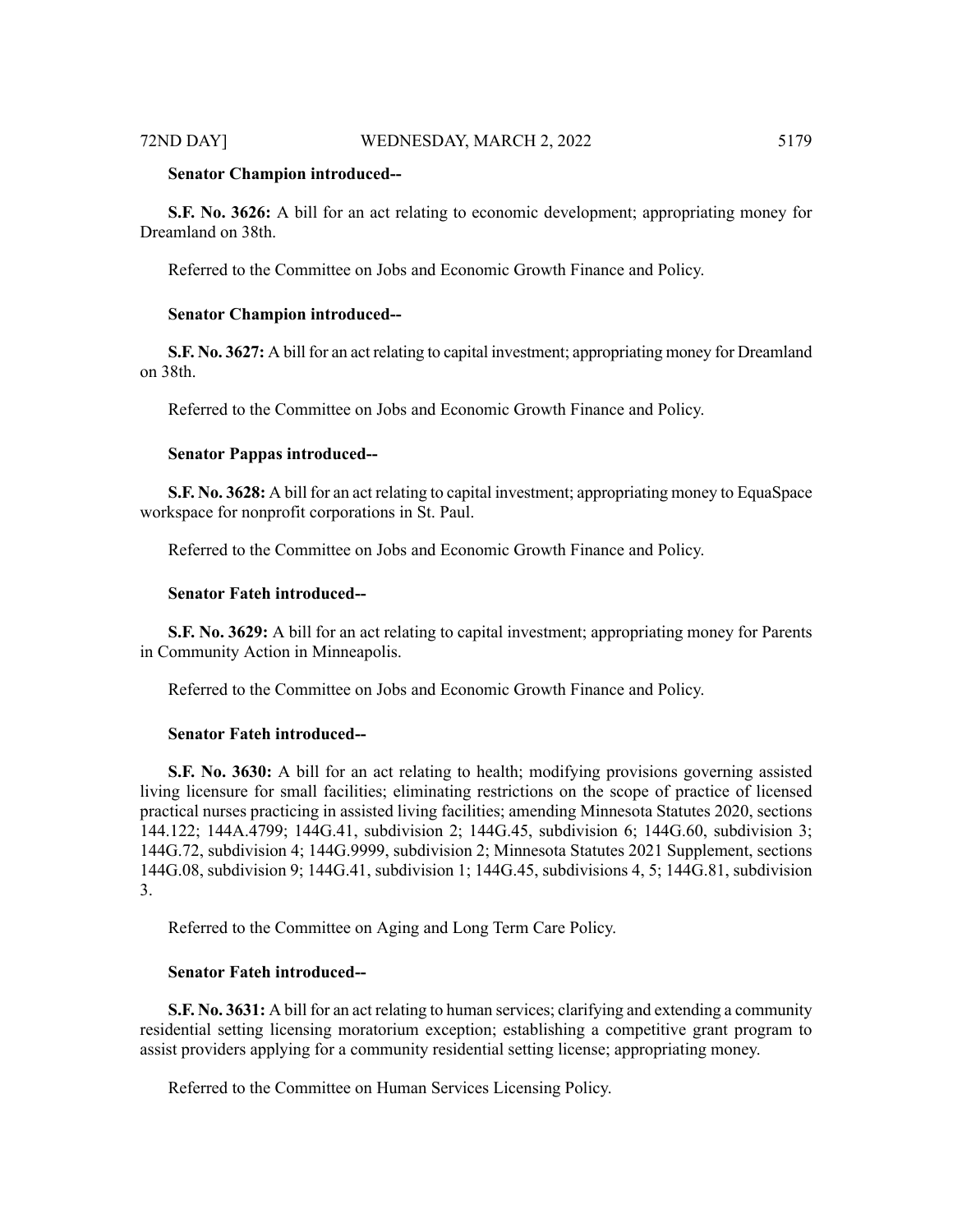**Senator Champion introduced--**

**S.F. No. 3626:** A bill for an act relating to economic development; appropriating money for Dreamland on 38th.

Referred to the Committee on Jobs and Economic Growth Finance and Policy.

**Senator Champion introduced--**

**S.F. No. 3627:** A bill for an act relating to capital investment; appropriating money for Dreamland on 38th.

Referred to the Committee on Jobs and Economic Growth Finance and Policy.

**Senator Pappas introduced--**

**S.F. No. 3628:** A bill for an act relating to capital investment; appropriating money to EquaSpace workspace for nonprofit corporations in St. Paul.

Referred to the Committee on Jobs and Economic Growth Finance and Policy.

**Senator Fateh introduced--**

**S.F. No. 3629:** A bill for an act relating to capital investment; appropriating money for Parents in Community Action in Minneapolis.

Referred to the Committee on Jobs and Economic Growth Finance and Policy.

**Senator Fateh introduced--**

**S.F. No. 3630:** A bill for an act relating to health; modifying provisions governing assisted living licensure for small facilities; eliminating restrictions on the scope of practice of licensed practical nurses practicing in assisted living facilities; amending Minnesota Statutes 2020, sections 144.122; 144A.4799; 144G.41, subdivision 2; 144G.45, subdivision 6; 144G.60, subdivision 3; 144G.72, subdivision 4; 144G.9999, subdivision 2; Minnesota Statutes 2021 Supplement, sections 144G.08, subdivision 9; 144G.41, subdivision 1; 144G.45, subdivisions 4, 5; 144G.81, subdivision 3.

Referred to the Committee on Aging and Long Term Care Policy.

**Senator Fateh introduced--**

**S.F. No. 3631:** A bill for an act relating to human services; clarifying and extending a community residential setting licensing moratorium exception; establishing a competitive grant program to assist providers applying for a community residential setting license; appropriating money.

Referred to the Committee on Human Services Licensing Policy.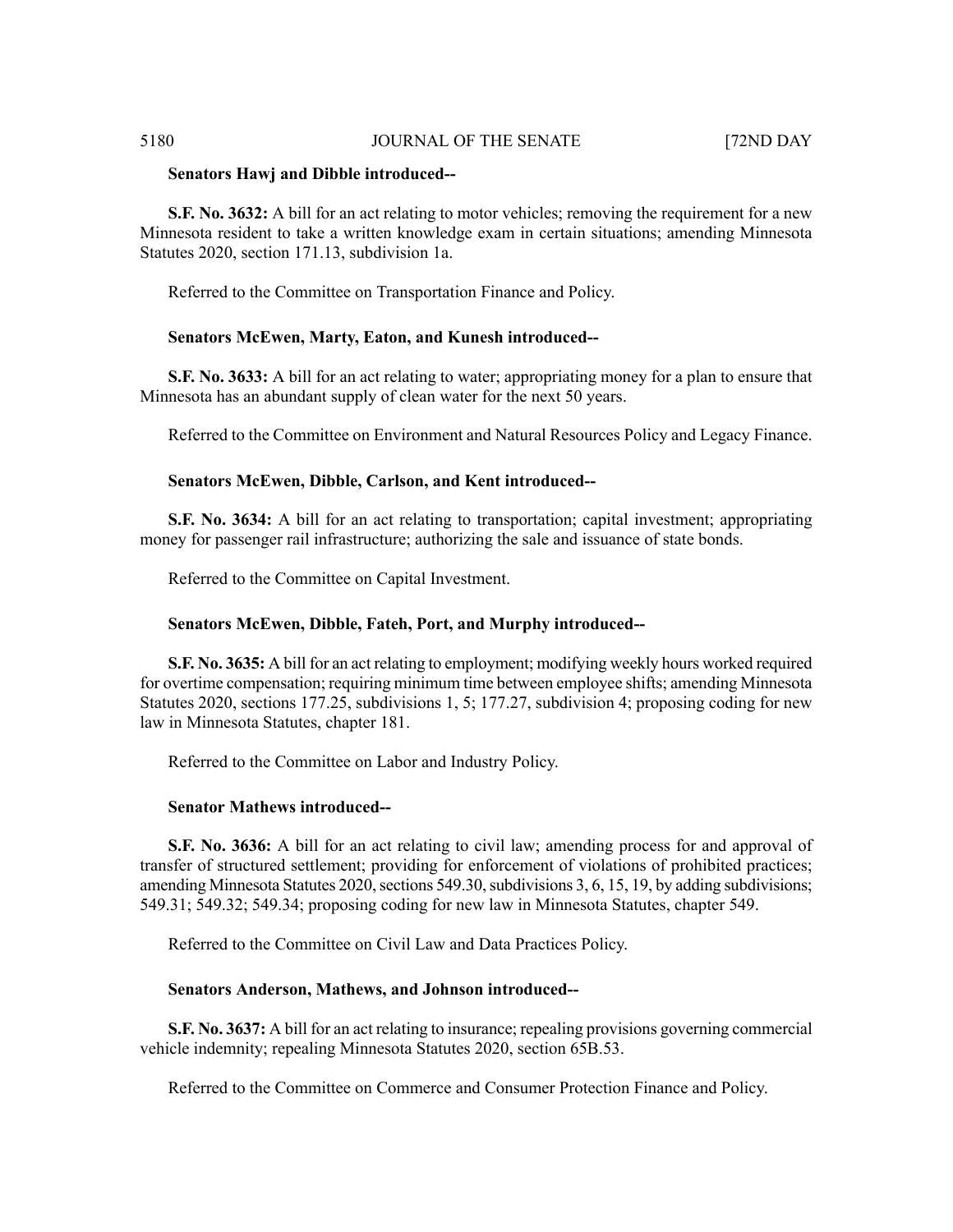**Senators Hawj and Dibble introduced--**

**S.F. No. 3632:** A bill for an act relating to motor vehicles; removing the requirement for a new Minnesota resident to take a written knowledge exam in certain situations; amending Minnesota Statutes 2020, section 171.13, subdivision 1a.

Referred to the Committee on Transportation Finance and Policy.

**Senators McEwen, Marty, Eaton, and Kunesh introduced--**

**S.F. No. 3633:** A bill for an act relating to water; appropriating money for a plan to ensure that Minnesota has an abundant supply of clean water for the next 50 years.

Referred to the Committee on Environment and Natural Resources Policy and Legacy Finance.

**Senators McEwen, Dibble, Carlson, and Kent introduced--**

**S.F. No. 3634:** A bill for an act relating to transportation; capital investment; appropriating money for passenger rail infrastructure; authorizing the sale and issuance of state bonds.

Referred to the Committee on Capital Investment.

**Senators McEwen, Dibble, Fateh, Port, and Murphy introduced--**

**S.F. No. 3635:** A bill for an act relating to employment; modifying weekly hours worked required for overtime compensation; requiring minimum time between employee shifts; amending Minnesota Statutes 2020, sections 177.25, subdivisions 1, 5; 177.27, subdivision 4; proposing coding for new law in Minnesota Statutes, chapter 181.

Referred to the Committee on Labor and Industry Policy.

**Senator Mathews introduced--**

**S.F. No. 3636:** A bill for an act relating to civil law; amending process for and approval of transfer of structured settlement; providing for enforcement of violations of prohibited practices; amending Minnesota Statutes 2020, sections 549.30, subdivisions 3, 6, 15, 19, by adding subdivisions; 549.31; 549.32; 549.34; proposing coding for new law in Minnesota Statutes, chapter 549.

Referred to the Committee on Civil Law and Data Practices Policy.

**Senators Anderson, Mathews, and Johnson introduced--**

**S.F. No. 3637:** A bill for an act relating to insurance; repealing provisions governing commercial vehicle indemnity; repealing Minnesota Statutes 2020, section 65B.53.

Referred to the Committee on Commerce and Consumer Protection Finance and Policy.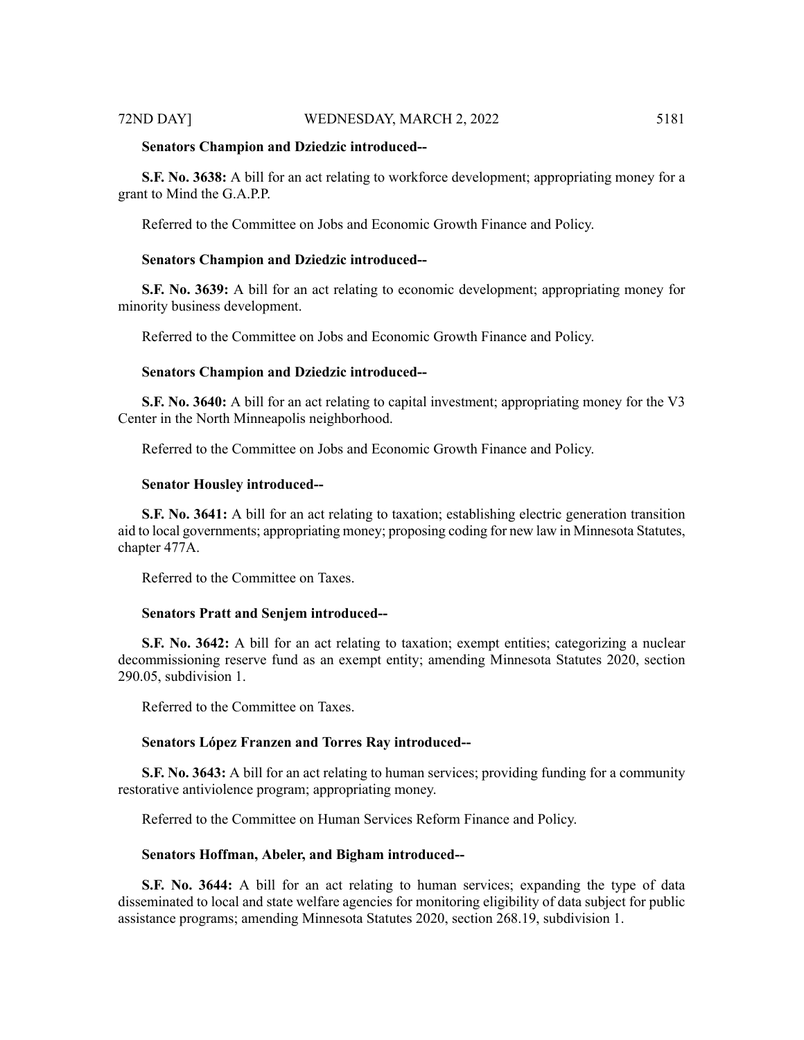**Senators Champion and Dziedzic introduced--**

**S.F. No. 3638:** A bill for an act relating to workforce development; appropriating money for a grant to Mind the G.A.P.P.

Referred to the Committee on Jobs and Economic Growth Finance and Policy.

**Senators Champion and Dziedzic introduced--**

**S.F. No. 3639:** A bill for an act relating to economic development; appropriating money for minority business development.

Referred to the Committee on Jobs and Economic Growth Finance and Policy.

**Senators Champion and Dziedzic introduced--**

**S.F. No. 3640:** A bill for an act relating to capital investment; appropriating money for the V3 Center in the North Minneapolis neighborhood.

Referred to the Committee on Jobs and Economic Growth Finance and Policy.

**Senator Housley introduced--**

**S.F. No. 3641:** A bill for an act relating to taxation; establishing electric generation transition aid to local governments; appropriating money; proposing coding for new law in Minnesota Statutes, chapter 477A.

Referred to the Committee on Taxes.

**Senators Pratt and Senjem introduced--**

**S.F. No. 3642:** A bill for an act relating to taxation; exempt entities; categorizing a nuclear decommissioning reserve fund as an exempt entity; amending Minnesota Statutes 2020, section 290.05, subdivision 1.

Referred to the Committee on Taxes.

**Senators López Franzen and Torres Ray introduced--**

**S.F. No. 3643:** A bill for an act relating to human services; providing funding for a community restorative antiviolence program; appropriating money.

Referred to the Committee on Human Services Reform Finance and Policy.

**Senators Hoffman, Abeler, and Bigham introduced--**

**S.F. No. 3644:** A bill for an act relating to human services; expanding the type of data disseminated to local and state welfare agencies for monitoring eligibility of data subject for public assistance programs; amending Minnesota Statutes 2020, section 268.19, subdivision 1.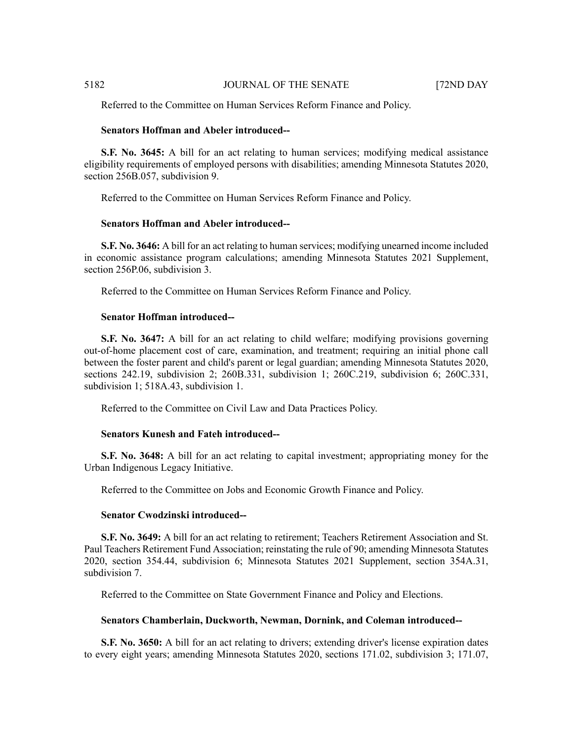Referred to the Committee on Human Services Reform Finance and Policy.

**Senators Hoffman and Abeler introduced--**

**S.F. No. 3645:** A bill for an act relating to human services; modifying medical assistance eligibility requirements of employed persons with disabilities; amending Minnesota Statutes 2020, section 256B.057, subdivision 9.

Referred to the Committee on Human Services Reform Finance and Policy.

**Senators Hoffman and Abeler introduced--**

**S.F. No. 3646:** A bill for an act relating to human services; modifying unearned income included in economic assistance program calculations; amending Minnesota Statutes 2021 Supplement, section 256P.06, subdivision 3.

Referred to the Committee on Human Services Reform Finance and Policy.

**Senator Hoffman introduced--**

**S.F. No. 3647:** A bill for an act relating to child welfare; modifying provisions governing out-of-home placement cost of care, examination, and treatment; requiring an initial phone call between the foster parent and child's parent or legal guardian; amending Minnesota Statutes 2020, sections 242.19, subdivision 2; 260B.331, subdivision 1; 260C.219, subdivision 6; 260C.331, subdivision 1; 518A.43, subdivision 1.

Referred to the Committee on Civil Law and Data Practices Policy.

**Senators Kunesh and Fateh introduced--**

**S.F. No. 3648:** A bill for an act relating to capital investment; appropriating money for the Urban Indigenous Legacy Initiative.

Referred to the Committee on Jobs and Economic Growth Finance and Policy.

**Senator Cwodzinski introduced--**

**S.F. No. 3649:** A bill for an act relating to retirement; Teachers Retirement Association and St. Paul Teachers Retirement Fund Association; reinstating the rule of 90; amending Minnesota Statutes 2020, section 354.44, subdivision 6; Minnesota Statutes 2021 Supplement, section 354A.31, subdivision 7.

Referred to the Committee on State Government Finance and Policy and Elections.

**Senators Chamberlain, Duckworth, Newman, Dornink, and Coleman introduced--**

**S.F. No. 3650:** A bill for an act relating to drivers; extending driver's license expiration dates to every eight years; amending Minnesota Statutes 2020, sections 171.02, subdivision 3; 171.07,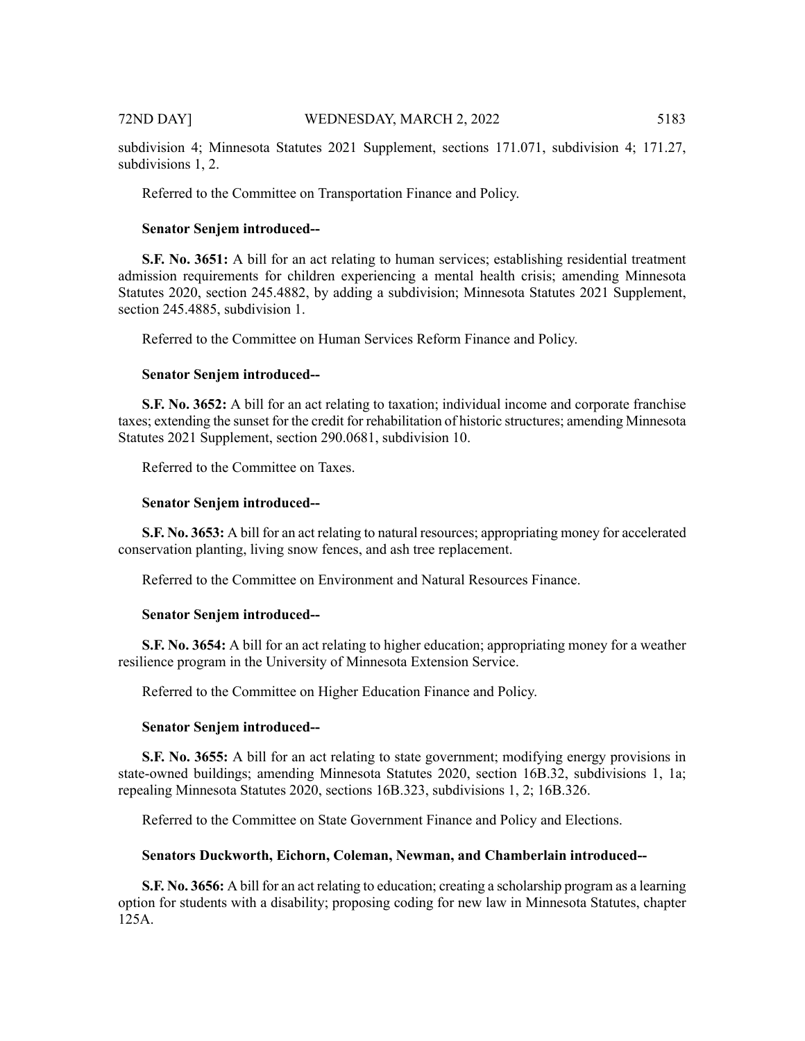subdivision 4; Minnesota Statutes 2021 Supplement, sections 171.071, subdivision 4; 171.27, subdivisions 1, 2.

Referred to the Committee on Transportation Finance and Policy.

**Senator Senjem introduced--**

**S.F. No. 3651:** A bill for an act relating to human services; establishing residential treatment admission requirements for children experiencing a mental health crisis; amending Minnesota Statutes 2020, section 245.4882, by adding a subdivision; Minnesota Statutes 2021 Supplement, section 245.4885, subdivision 1.

Referred to the Committee on Human Services Reform Finance and Policy.

**Senator Senjem introduced--**

**S.F. No. 3652:** A bill for an act relating to taxation; individual income and corporate franchise taxes; extending the sunset for the credit for rehabilitation of historic structures; amending Minnesota Statutes 2021 Supplement, section 290.0681, subdivision 10.

Referred to the Committee on Taxes.

**Senator Senjem introduced--**

**S.F. No. 3653:** A bill for an act relating to natural resources; appropriating money for accelerated conservation planting, living snow fences, and ash tree replacement.

Referred to the Committee on Environment and Natural Resources Finance.

**Senator Senjem introduced--**

**S.F. No. 3654:** A bill for an act relating to higher education; appropriating money for a weather resilience program in the University of Minnesota Extension Service.

Referred to the Committee on Higher Education Finance and Policy.

**Senator Senjem introduced--**

**S.F. No. 3655:** A bill for an act relating to state government; modifying energy provisions in state-owned buildings; amending Minnesota Statutes 2020, section 16B.32, subdivisions 1, 1a; repealing Minnesota Statutes 2020, sections 16B.323, subdivisions 1, 2; 16B.326.

Referred to the Committee on State Government Finance and Policy and Elections.

**Senators Duckworth, Eichorn, Coleman, Newman, and Chamberlain introduced--**

**S.F. No. 3656:** A bill for an act relating to education; creating a scholarship program as a learning option for students with a disability; proposing coding for new law in Minnesota Statutes, chapter 125A.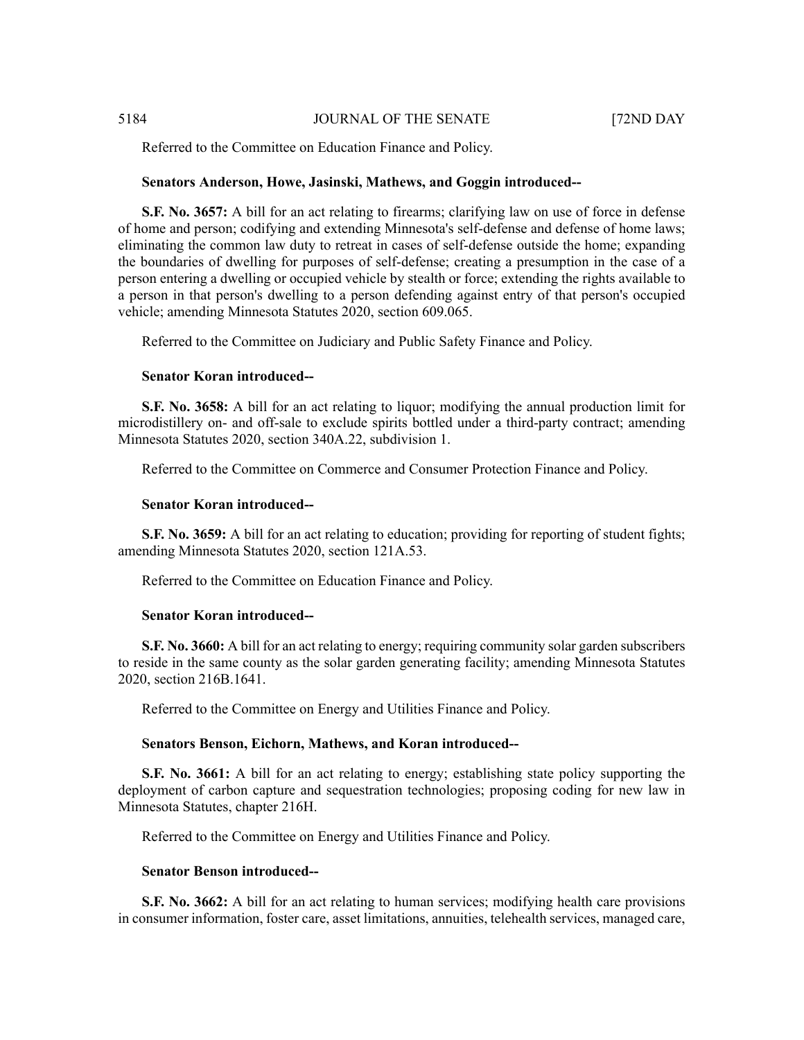Referred to the Committee on Education Finance and Policy.

**Senators Anderson, Howe, Jasinski, Mathews, and Goggin introduced--**

**S.F. No. 3657:** A bill for an act relating to firearms; clarifying law on use of force in defense of home and person; codifying and extending Minnesota's self-defense and defense of home laws; eliminating the common law duty to retreat in cases of self-defense outside the home; expanding the boundaries of dwelling for purposes of self-defense; creating a presumption in the case of a person entering a dwelling or occupied vehicle by stealth or force; extending the rights available to a person in that person's dwelling to a person defending against entry of that person's occupied vehicle; amending Minnesota Statutes 2020, section 609.065.

Referred to the Committee on Judiciary and Public Safety Finance and Policy.

**Senator Koran introduced--**

**S.F. No. 3658:** A bill for an act relating to liquor; modifying the annual production limit for microdistillery on- and off-sale to exclude spirits bottled under a third-party contract; amending Minnesota Statutes 2020, section 340A.22, subdivision 1.

Referred to the Committee on Commerce and Consumer Protection Finance and Policy.

**Senator Koran introduced--**

**S.F. No. 3659:** A bill for an act relating to education; providing for reporting of student fights; amending Minnesota Statutes 2020, section 121A.53.

Referred to the Committee on Education Finance and Policy.

**Senator Koran introduced--**

**S.F. No. 3660:** A bill for an act relating to energy; requiring community solar garden subscribers to reside in the same county as the solar garden generating facility; amending Minnesota Statutes 2020, section 216B.1641.

Referred to the Committee on Energy and Utilities Finance and Policy.

**Senators Benson, Eichorn, Mathews, and Koran introduced--**

**S.F. No. 3661:** A bill for an act relating to energy; establishing state policy supporting the deployment of carbon capture and sequestration technologies; proposing coding for new law in Minnesota Statutes, chapter 216H.

Referred to the Committee on Energy and Utilities Finance and Policy.

**Senator Benson introduced--**

**S.F. No. 3662:** A bill for an act relating to human services; modifying health care provisions in consumer information, foster care, asset limitations, annuities, telehealth services, managed care,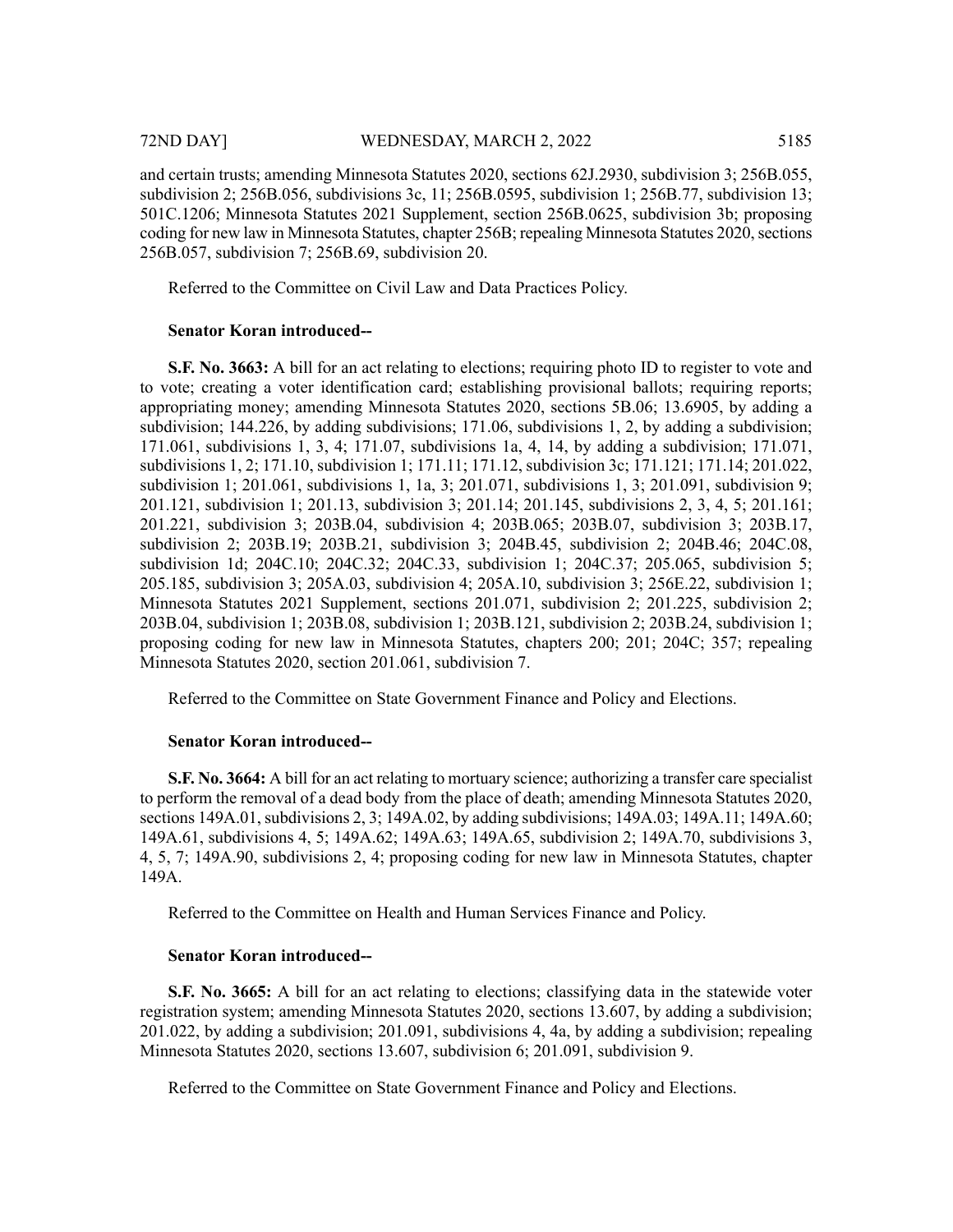and certain trusts; amending Minnesota Statutes 2020, sections 62J.2930, subdivision 3; 256B.055, subdivision 2; 256B.056, subdivisions 3c, 11; 256B.0595, subdivision 1; 256B.77, subdivision 13; 501C.1206; Minnesota Statutes 2021 Supplement, section 256B.0625, subdivision 3b; proposing coding for new law in Minnesota Statutes, chapter 256B; repealing Minnesota Statutes 2020, sections 256B.057, subdivision 7; 256B.69, subdivision 20.

Referred to the Committee on Civil Law and Data Practices Policy.

**Senator Koran introduced--**

**S.F. No. 3663:** A bill for an act relating to elections; requiring photo ID to register to vote and to vote; creating a voter identification card; establishing provisional ballots; requiring reports; appropriating money; amending Minnesota Statutes 2020, sections 5B.06; 13.6905, by adding a subdivision; 144.226, by adding subdivisions; 171.06, subdivisions 1, 2, by adding a subdivision; 171.061, subdivisions 1, 3, 4; 171.07, subdivisions 1a, 4, 14, by adding a subdivision; 171.071, subdivisions 1, 2; 171.10, subdivision 1; 171.11; 171.12, subdivision 3c; 171.121; 171.14; 201.022, subdivision 1; 201.061, subdivisions 1, 1a, 3; 201.071, subdivisions 1, 3; 201.091, subdivision 9; 201.121, subdivision 1; 201.13, subdivision 3; 201.14; 201.145, subdivisions 2, 3, 4, 5; 201.161; 201.221, subdivision 3; 203B.04, subdivision 4; 203B.065; 203B.07, subdivision 3; 203B.17, subdivision 2; 203B.19; 203B.21, subdivision 3; 204B.45, subdivision 2; 204B.46; 204C.08, subdivision 1d; 204C.10; 204C.32; 204C.33, subdivision 1; 204C.37; 205.065, subdivision 5; 205.185, subdivision 3; 205A.03, subdivision 4; 205A.10, subdivision 3; 256E.22, subdivision 1; Minnesota Statutes 2021 Supplement, sections 201.071, subdivision 2; 201.225, subdivision 2; 203B.04, subdivision 1; 203B.08, subdivision 1; 203B.121, subdivision 2; 203B.24, subdivision 1; proposing coding for new law in Minnesota Statutes, chapters 200; 201; 204C; 357; repealing Minnesota Statutes 2020, section 201.061, subdivision 7.

Referred to the Committee on State Government Finance and Policy and Elections.

**Senator Koran introduced--**

**S.F. No. 3664:** A bill for an act relating to mortuary science; authorizing a transfer care specialist to perform the removal of a dead body from the place of death; amending Minnesota Statutes 2020, sections 149A.01, subdivisions 2, 3; 149A.02, by adding subdivisions; 149A.03; 149A.11; 149A.60; 149A.61, subdivisions 4, 5; 149A.62; 149A.63; 149A.65, subdivision 2; 149A.70, subdivisions 3, 4, 5, 7; 149A.90, subdivisions 2, 4; proposing coding for new law in Minnesota Statutes, chapter 149A.

Referred to the Committee on Health and Human Services Finance and Policy.

**Senator Koran introduced--**

**S.F. No. 3665:** A bill for an act relating to elections; classifying data in the statewide voter registration system; amending Minnesota Statutes 2020, sections 13.607, by adding a subdivision; 201.022, by adding a subdivision; 201.091, subdivisions 4, 4a, by adding a subdivision; repealing Minnesota Statutes 2020, sections 13.607, subdivision 6; 201.091, subdivision 9.

Referred to the Committee on State Government Finance and Policy and Elections.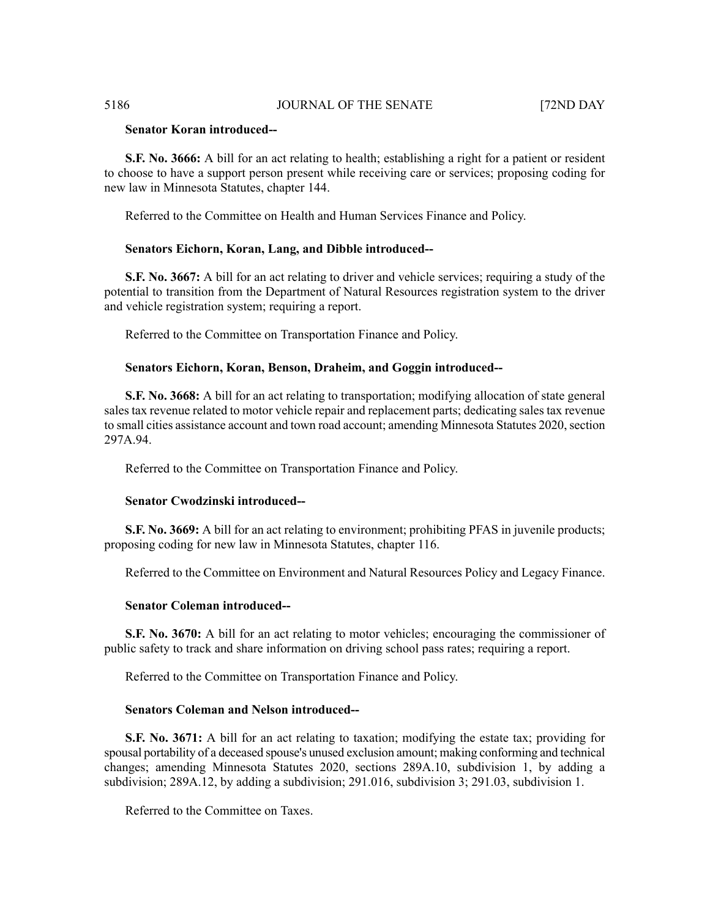**Senator Koran introduced--**

**S.F. No. 3666:** A bill for an act relating to health; establishing a right for a patient or resident to choose to have a support person present while receiving care or services; proposing coding for new law in Minnesota Statutes, chapter 144.

Referred to the Committee on Health and Human Services Finance and Policy.

**Senators Eichorn, Koran, Lang, and Dibble introduced--**

**S.F. No. 3667:** A bill for an act relating to driver and vehicle services; requiring a study of the potential to transition from the Department of Natural Resources registration system to the driver and vehicle registration system; requiring a report.

Referred to the Committee on Transportation Finance and Policy.

**Senators Eichorn, Koran, Benson, Draheim, and Goggin introduced--**

**S.F. No. 3668:** A bill for an act relating to transportation; modifying allocation of state general sales tax revenue related to motor vehicle repair and replacement parts; dedicating sales tax revenue to small cities assistance account and town road account; amending Minnesota Statutes 2020, section 297A.94.

Referred to the Committee on Transportation Finance and Policy.

**Senator Cwodzinski introduced--**

**S.F. No. 3669:** A bill for an act relating to environment; prohibiting PFAS in juvenile products; proposing coding for new law in Minnesota Statutes, chapter 116.

Referred to the Committee on Environment and Natural Resources Policy and Legacy Finance.

**Senator Coleman introduced--**

**S.F. No. 3670:** A bill for an act relating to motor vehicles; encouraging the commissioner of public safety to track and share information on driving school pass rates; requiring a report.

Referred to the Committee on Transportation Finance and Policy.

**Senators Coleman and Nelson introduced--**

**S.F. No. 3671:** A bill for an act relating to taxation; modifying the estate tax; providing for spousal portability of a deceased spouse's unused exclusion amount; making conforming and technical changes; amending Minnesota Statutes 2020, sections 289A.10, subdivision 1, by adding a subdivision; 289A.12, by adding a subdivision; 291.016, subdivision 3; 291.03, subdivision 1.

Referred to the Committee on Taxes.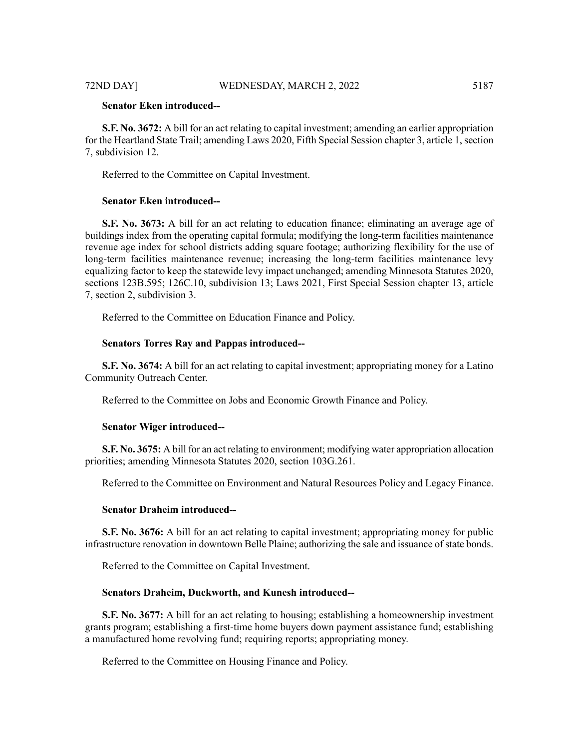**Senator Eken introduced--**

**S.F. No. 3672:** A bill for an act relating to capital investment; amending an earlier appropriation for the Heartland State Trail; amending Laws 2020, Fifth Special Session chapter 3, article 1, section 7, subdivision 12.

Referred to the Committee on Capital Investment.

**Senator Eken introduced--**

**S.F. No. 3673:** A bill for an act relating to education finance; eliminating an average age of buildings index from the operating capital formula; modifying the long-term facilities maintenance revenue age index for school districts adding square footage; authorizing flexibility for the use of long-term facilities maintenance revenue; increasing the long-term facilities maintenance levy equalizing factor to keep the statewide levy impact unchanged; amending Minnesota Statutes 2020, sections 123B.595; 126C.10, subdivision 13; Laws 2021, First Special Session chapter 13, article 7, section 2, subdivision 3.

Referred to the Committee on Education Finance and Policy.

**Senators Torres Ray and Pappas introduced--**

**S.F. No. 3674:** A bill for an act relating to capital investment; appropriating money for a Latino Community Outreach Center.

Referred to the Committee on Jobs and Economic Growth Finance and Policy.

**Senator Wiger introduced--**

**S.F. No. 3675:** A bill for an act relating to environment; modifying water appropriation allocation priorities; amending Minnesota Statutes 2020, section 103G.261.

Referred to the Committee on Environment and Natural Resources Policy and Legacy Finance.

**Senator Draheim introduced--**

**S.F. No. 3676:** A bill for an act relating to capital investment; appropriating money for public infrastructure renovation in downtown Belle Plaine; authorizing the sale and issuance of state bonds.

Referred to the Committee on Capital Investment.

**Senators Draheim, Duckworth, and Kunesh introduced--**

**S.F. No. 3677:** A bill for an act relating to housing; establishing a homeownership investment grants program; establishing a first-time home buyers down payment assistance fund; establishing a manufactured home revolving fund; requiring reports; appropriating money.

Referred to the Committee on Housing Finance and Policy.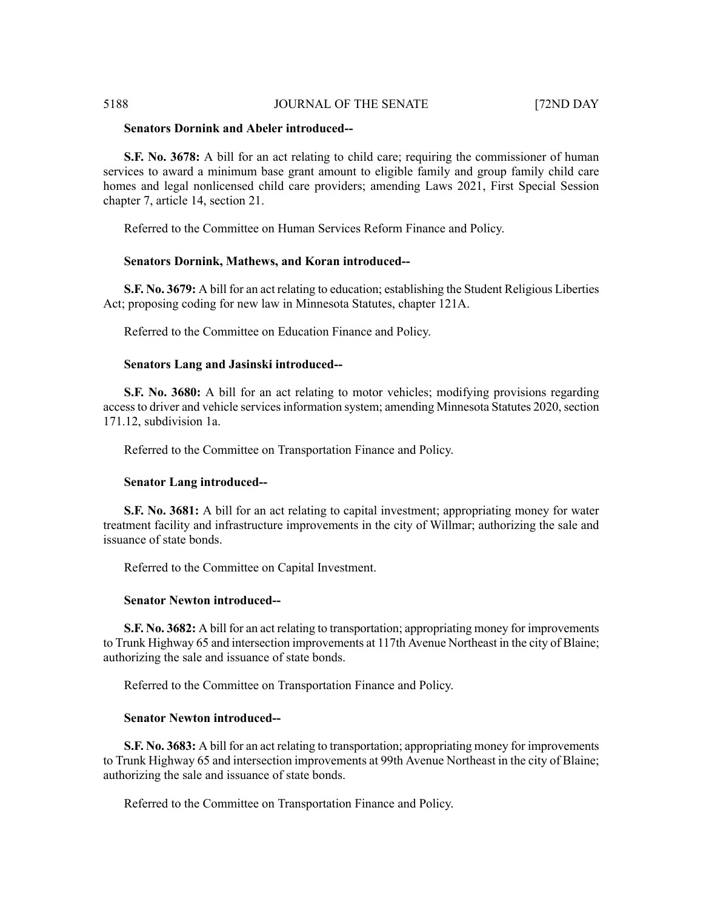**Senators Dornink and Abeler introduced--**

**S.F. No. 3678:** A bill for an act relating to child care; requiring the commissioner of human services to award a minimum base grant amount to eligible family and group family child care homes and legal nonlicensed child care providers; amending Laws 2021, First Special Session chapter 7, article 14, section 21.

Referred to the Committee on Human Services Reform Finance and Policy.

**Senators Dornink, Mathews, and Koran introduced--**

**S.F. No. 3679:** A bill for an act relating to education; establishing the Student Religious Liberties Act; proposing coding for new law in Minnesota Statutes, chapter 121A.

Referred to the Committee on Education Finance and Policy.

**Senators Lang and Jasinski introduced--**

**S.F. No. 3680:** A bill for an act relating to motor vehicles; modifying provisions regarding access to driver and vehicle services information system; amending Minnesota Statutes 2020, section 171.12, subdivision 1a.

Referred to the Committee on Transportation Finance and Policy.

**Senator Lang introduced--**

**S.F. No. 3681:** A bill for an act relating to capital investment; appropriating money for water treatment facility and infrastructure improvements in the city of Willmar; authorizing the sale and issuance of state bonds.

Referred to the Committee on Capital Investment.

**Senator Newton introduced--**

**S.F. No. 3682:** A bill for an act relating to transportation; appropriating money for improvements to Trunk Highway 65 and intersection improvements at 117th Avenue Northeast in the city of Blaine; authorizing the sale and issuance of state bonds.

Referred to the Committee on Transportation Finance and Policy.

**Senator Newton introduced--**

**S.F. No. 3683:** A bill for an act relating to transportation; appropriating money for improvements to Trunk Highway 65 and intersection improvements at 99th Avenue Northeast in the city of Blaine; authorizing the sale and issuance of state bonds.

Referred to the Committee on Transportation Finance and Policy.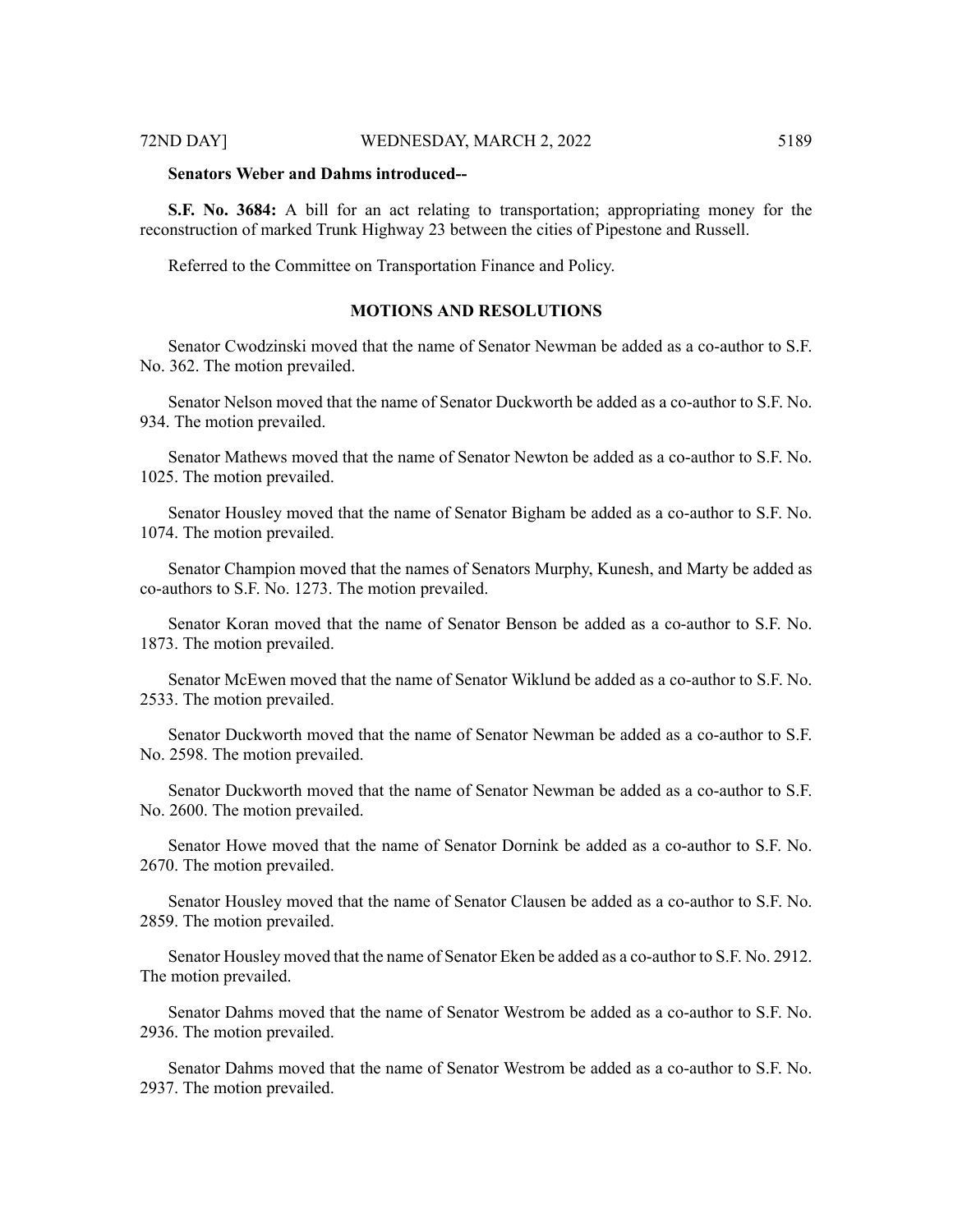**Senators Weber and Dahms introduced--**

**S.F. No. 3684:** A bill for an act relating to transportation; appropriating money for the reconstruction of marked Trunk Highway 23 between the cities of Pipestone and Russell.

Referred to the Committee on Transportation Finance and Policy.

## MOTIONS AND RESOLUTIONS

Senator Cwodzinski moved that the name of Senator Newman be added as a co-author to S.F. No. 362. The motion prevailed.

Senator Nelson moved that the name of Senator Duckworth be added as a co-author to S.F. No. 934. The motion prevailed.

Senator Mathews moved that the name of Senator Newton be added as a co-author to S.F. No. 1025. The motion prevailed.

Senator Housley moved that the name of Senator Bigham be added as a co-author to S.F. No. 1074. The motion prevailed.

Senator Champion moved that the names of Senators Murphy, Kunesh, and Marty be added as co-authors to S.F. No. 1273. The motion prevailed.

Senator Koran moved that the name of Senator Benson be added as a co-author to S.F. No. 1873. The motion prevailed.

Senator McEwen moved that the name of Senator Wiklund be added as a co-author to S.F. No. 2533. The motion prevailed.

Senator Duckworth moved that the name of Senator Newman be added as a co-author to S.F. No. 2598. The motion prevailed.

Senator Duckworth moved that the name of Senator Newman be added as a co-author to S.F. No. 2600. The motion prevailed.

Senator Howe moved that the name of Senator Dornink be added as a co-author to S.F. No. 2670. The motion prevailed.

Senator Housley moved that the name of Senator Clausen be added as a co-author to S.F. No. 2859. The motion prevailed.

Senator Housley moved that the name of Senator Eken be added as a co-author to S.F. No. 2912. The motion prevailed.

Senator Dahms moved that the name of Senator Westrom be added as a co-author to S.F. No. 2936. The motion prevailed.

Senator Dahms moved that the name of Senator Westrom be added as a co-author to S.F. No. 2937. The motion prevailed.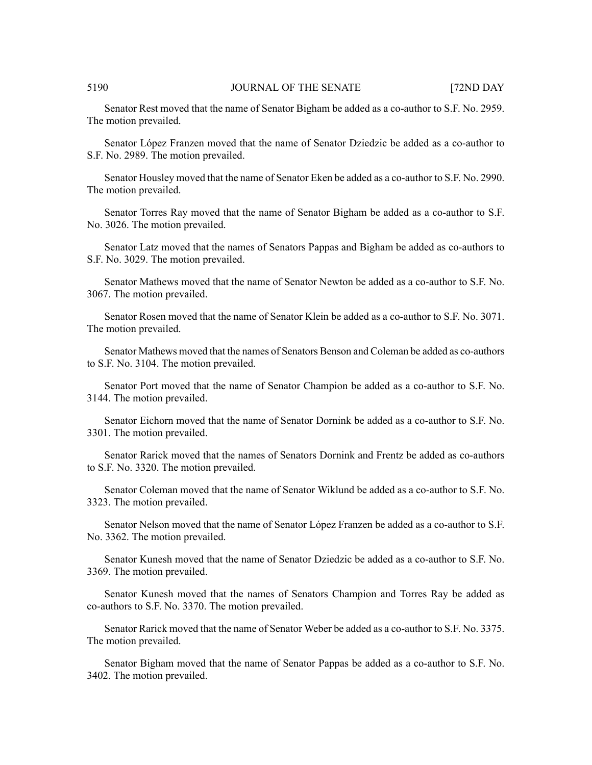Senator Rest moved that the name of Senator Bigham be added as a co-author to S.F. No. 2959. The motion prevailed.

Senator López Franzen moved that the name of Senator Dziedzic be added as a co-author to S.F. No. 2989. The motion prevailed.

Senator Housley moved that the name of Senator Eken be added as a co-author to S.F. No. 2990. The motion prevailed.

Senator Torres Ray moved that the name of Senator Bigham be added as a co-author to S.F. No. 3026. The motion prevailed.

Senator Latz moved that the names of Senators Pappas and Bigham be added as co-authors to S.F. No. 3029. The motion prevailed.

Senator Mathews moved that the name of Senator Newton be added as a co-author to S.F. No. 3067. The motion prevailed.

Senator Rosen moved that the name of Senator Klein be added as a co-author to S.F. No. 3071. The motion prevailed.

Senator Mathews moved that the names of Senators Benson and Coleman be added as co-authors to S.F. No. 3104. The motion prevailed.

Senator Port moved that the name of Senator Champion be added as a co-author to S.F. No. 3144. The motion prevailed.

Senator Eichorn moved that the name of Senator Dornink be added as a co-author to S.F. No. 3301. The motion prevailed.

Senator Rarick moved that the names of Senators Dornink and Frentz be added as co-authors to S.F. No. 3320. The motion prevailed.

Senator Coleman moved that the name of Senator Wiklund be added as a co-author to S.F. No. 3323. The motion prevailed.

Senator Nelson moved that the name of Senator López Franzen be added as a co-author to S.F. No. 3362. The motion prevailed.

Senator Kunesh moved that the name of Senator Dziedzic be added as a co-author to S.F. No. 3369. The motion prevailed.

Senator Kunesh moved that the names of Senators Champion and Torres Ray be added as co-authors to S.F. No. 3370. The motion prevailed.

Senator Rarick moved that the name of Senator Weber be added as a co-author to S.F. No. 3375. The motion prevailed.

Senator Bigham moved that the name of Senator Pappas be added as a co-author to S.F. No. 3402. The motion prevailed.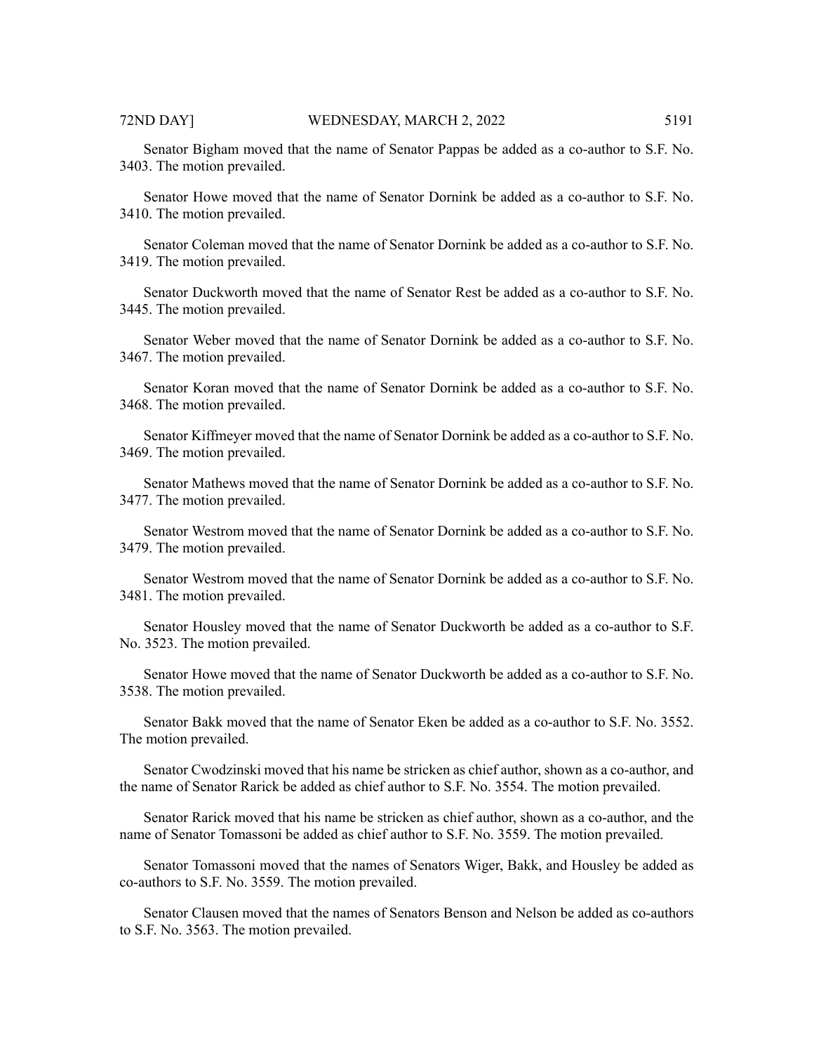Senator Bigham moved that the name of Senator Pappas be added as a co-author to S.F. No. 3403. The motion prevailed.

Senator Howe moved that the name of Senator Dornink be added as a co-author to S.F. No. 3410. The motion prevailed.

Senator Coleman moved that the name of Senator Dornink be added as a co-author to S.F. No. 3419. The motion prevailed.

Senator Duckworth moved that the name of Senator Rest be added as a co-author to S.F. No. 3445. The motion prevailed.

Senator Weber moved that the name of Senator Dornink be added as a co-author to S.F. No. 3467. The motion prevailed.

Senator Koran moved that the name of Senator Dornink be added as a co-author to S.F. No. 3468. The motion prevailed.

Senator Kiffmeyer moved that the name of Senator Dornink be added as a co-author to S.F. No. 3469. The motion prevailed.

Senator Mathews moved that the name of Senator Dornink be added as a co-author to S.F. No. 3477. The motion prevailed.

Senator Westrom moved that the name of Senator Dornink be added as a co-author to S.F. No. 3479. The motion prevailed.

Senator Westrom moved that the name of Senator Dornink be added as a co-author to S.F. No. 3481. The motion prevailed.

Senator Housley moved that the name of Senator Duckworth be added as a co-author to S.F. No. 3523. The motion prevailed.

Senator Howe moved that the name of Senator Duckworth be added as a co-author to S.F. No. 3538. The motion prevailed.

Senator Bakk moved that the name of Senator Eken be added as a co-author to S.F. No. 3552. The motion prevailed.

Senator Cwodzinski moved that his name be stricken as chief author, shown as a co-author, and the name of Senator Rarick be added as chief author to S.F. No. 3554. The motion prevailed.

Senator Rarick moved that his name be stricken as chief author, shown as a co-author, and the name of Senator Tomassoni be added as chief author to S.F. No. 3559. The motion prevailed.

Senator Tomassoni moved that the names of Senators Wiger, Bakk, and Housley be added as co-authors to S.F. No. 3559. The motion prevailed.

Senator Clausen moved that the names of Senators Benson and Nelson be added as co-authors to S.F. No. 3563. The motion prevailed.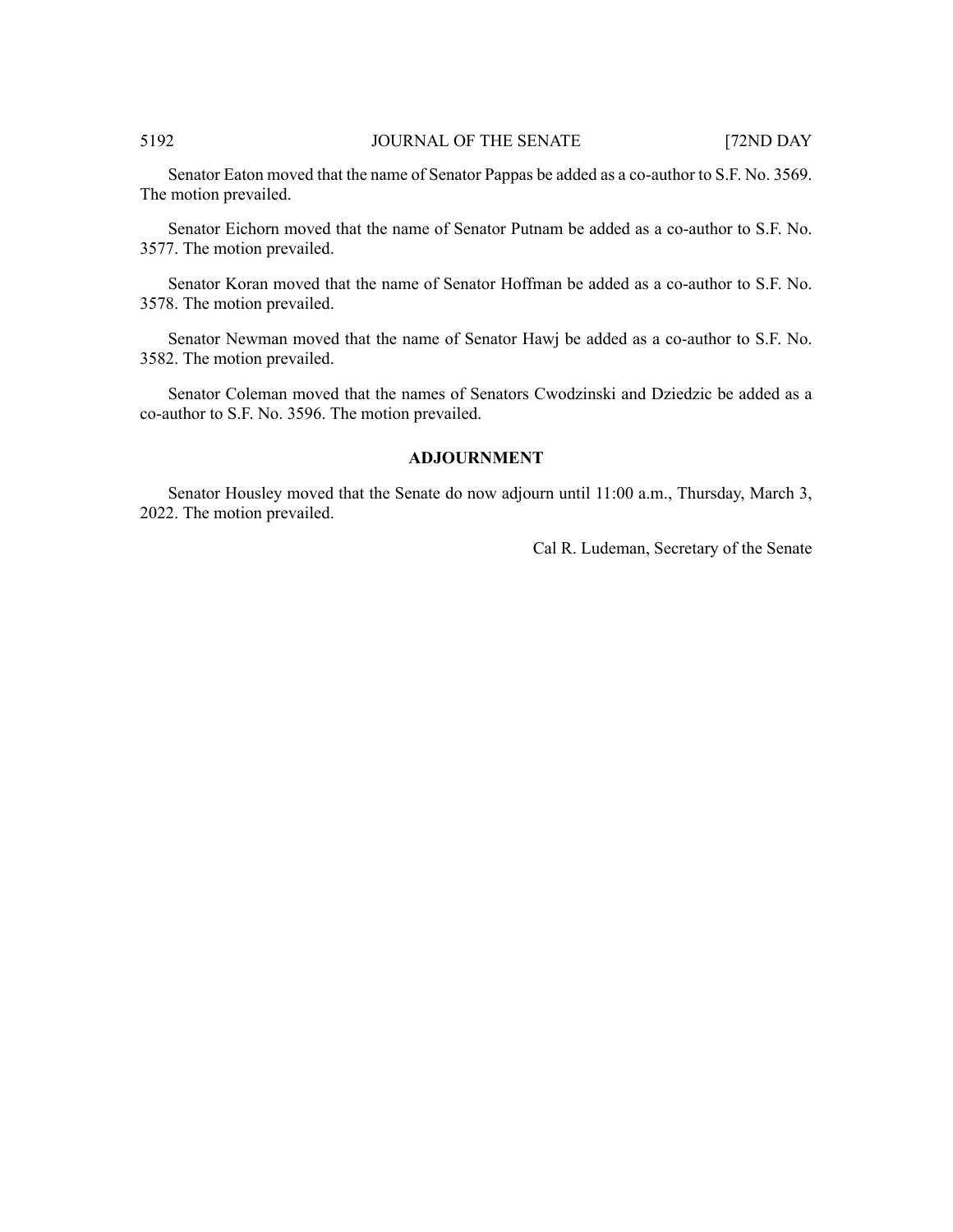Senator Eaton moved that the name of Senator Pappas be added as a co-author to S.F. No. 3569. The motion prevailed.

Senator Eichorn moved that the name of Senator Putnam be added as a co-author to S.F. No. 3577. The motion prevailed.

Senator Koran moved that the name of Senator Hoffman be added as a co-author to S.F. No. 3578. The motion prevailed.

Senator Newman moved that the name of Senator Hawj be added as a co-author to S.F. No. 3582. The motion prevailed.

Senator Coleman moved that the names of Senators Cwodzinski and Dziedzic be added as a co-author to S.F. No. 3596. The motion prevailed.

## ADJOURNMENT

Senator Housley moved that the Senate do now adjourn until 11:00 a.m., Thursday, March 3, 2022. The motion prevailed.

Cal R. Ludeman, Secretary of the Senate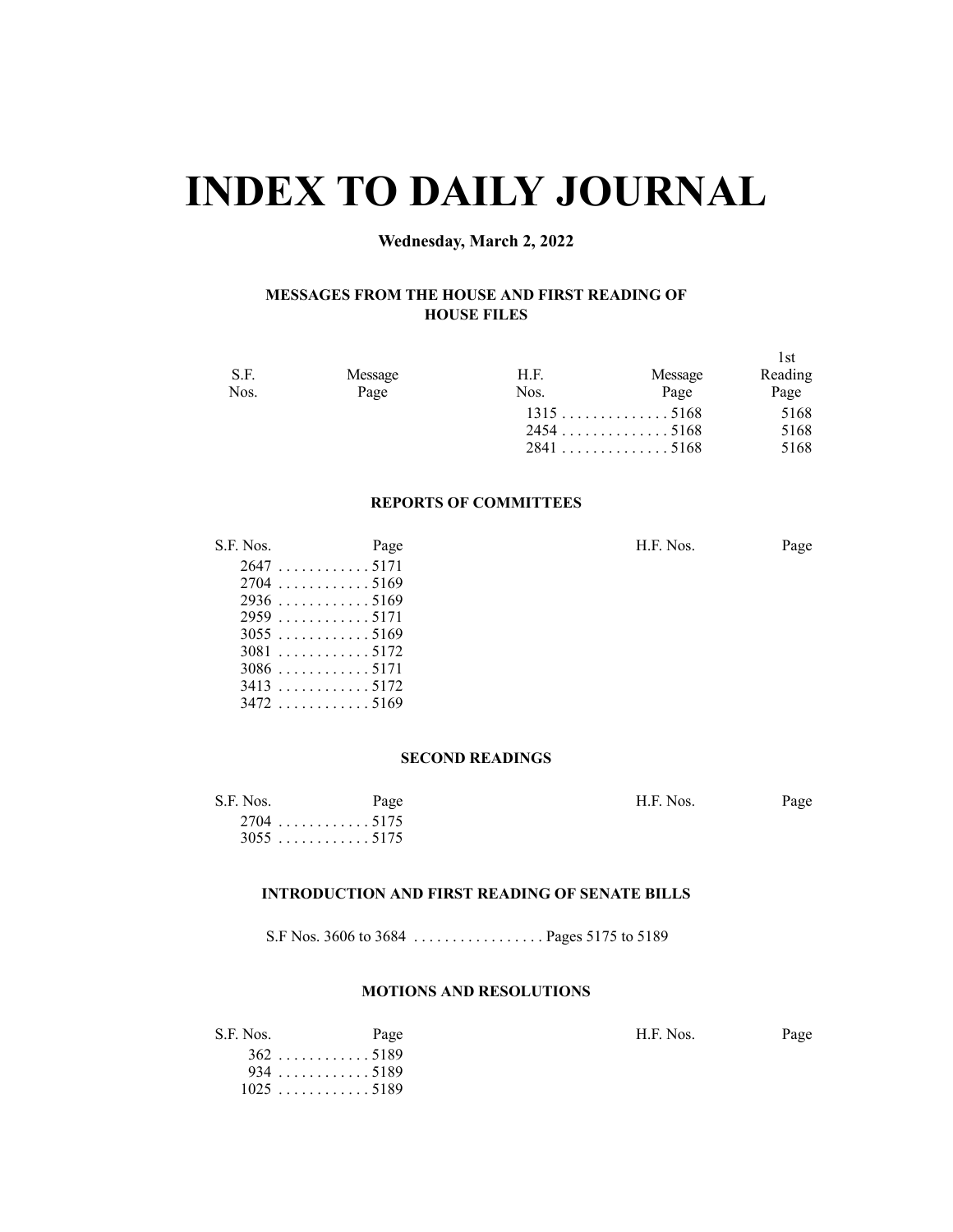# INDEX TO DAILY JOURNAL

**Wednesday, March 2, 2022**

### MESSAGES FROM THE HOUSE AND FIRST READING OF HOUSE FILES

| S.F. Nos. | Message Page | H.F. Nos. | Message Page | 1st Reading Page |
|---|---|---|---|---|
| | | 1315 | 5168 | 5168 |
| | | 2454 | 5168 | 5168 |
| | | 2841 | 5168 | 5168 |

### REPORTS OF COMMITTEES

| S.F. Nos. | Page | H.F. Nos. | Page |
|---|---|---|---|
| 2647 | 5171 | | |
| 2704 | 5169 | | |
| 2936 | 5169 | | |
| 2959 | 5171 | | |
| 3055 | 5169 | | |
| 3081 | 5172 | | |
| 3086 | 5171 | | |
| 3413 | 5172 | | |
| 3472 | 5169 | | |

### SECOND READINGS

| S.F. Nos. | Page | H.F. Nos. | Page |
|---|---|---|---|
| 2704 | 5175 | | |
| 3055 | 5175 | | |

### INTRODUCTION AND FIRST READING OF SENATE BILLS

S.F Nos. 3606 to 3684 . . . . . . . . . . . . . . . . . Pages 5175 to 5189

### MOTIONS AND RESOLUTIONS

| S.F. Nos. | Page | H.F. Nos. | Page |
|---|---|---|---|
| 362 | 5189 | | |
| 934 | 5189 | | |
| 1025 | 5189 | | |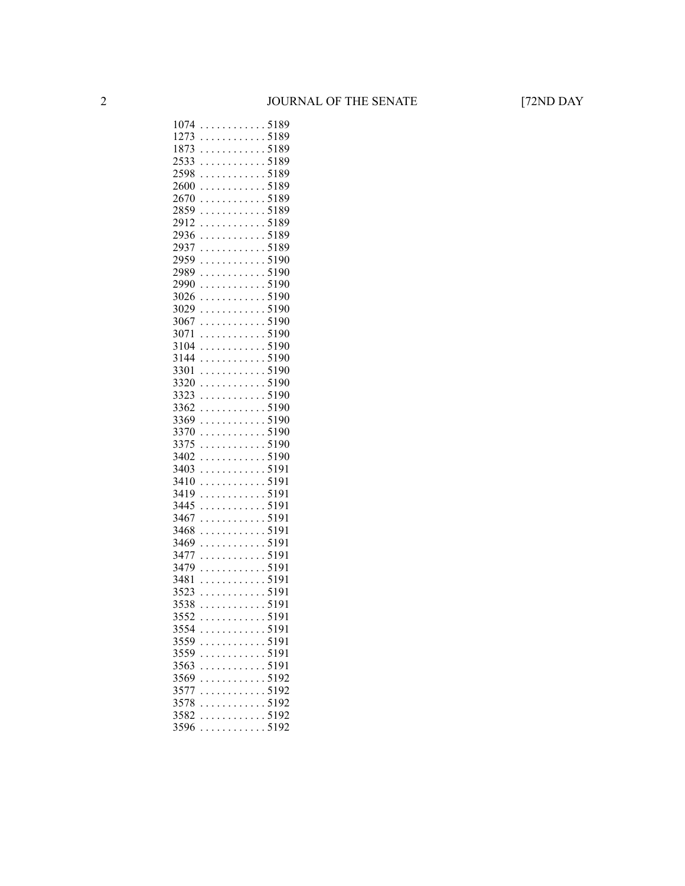1074 . . . . . . . . . . . . 5189
1273 . . . . . . . . . . . . 5189
1873 . . . . . . . . . . . . 5189
2533 . . . . . . . . . . . . 5189
2598 . . . . . . . . . . . . 5189
2600 . . . . . . . . . . . . 5189
2670 . . . . . . . . . . . . 5189
2859 . . . . . . . . . . . . 5189
2912 . . . . . . . . . . . . 5189
2936 . . . . . . . . . . . . 5189
2937 . . . . . . . . . . . . 5189
2959 . . . . . . . . . . . . 5190
2989 . . . . . . . . . . . . 5190
2990 . . . . . . . . . . . . 5190
3026 . . . . . . . . . . . . 5190
3029 . . . . . . . . . . . . 5190
3067 . . . . . . . . . . . . 5190
3071 . . . . . . . . . . . . 5190
3104 . . . . . . . . . . . . 5190
3144 . . . . . . . . . . . . 5190
3301 . . . . . . . . . . . . 5190
3320 . . . . . . . . . . . . 5190
3323 . . . . . . . . . . . . 5190
3362 . . . . . . . . . . . . 5190
3369 . . . . . . . . . . . . 5190
3370 . . . . . . . . . . . . 5190
3375 . . . . . . . . . . . . 5190
3402 . . . . . . . . . . . . 5190
3403 . . . . . . . . . . . . 5191
3410 . . . . . . . . . . . . 5191
3419 . . . . . . . . . . . . 5191
3445 . . . . . . . . . . . . 5191
3467 . . . . . . . . . . . . 5191
3468 . . . . . . . . . . . . 5191
3469 . . . . . . . . . . . . 5191
3477 . . . . . . . . . . . . 5191
3479 . . . . . . . . . . . . 5191
3481 . . . . . . . . . . . . 5191
3523 . . . . . . . . . . . . 5191
3538 . . . . . . . . . . . . 5191
3552 . . . . . . . . . . . . 5191
3554 . . . . . . . . . . . . 5191
3559 . . . . . . . . . . . . 5191
3559 . . . . . . . . . . . . 5191
3563 . . . . . . . . . . . . 5191
3569 . . . . . . . . . . . . 5192
3577 . . . . . . . . . . . . 5192
3578 . . . . . . . . . . . . 5192
3582 . . . . . . . . . . . . 5192
3596 . . . . . . . . . . . . 5192